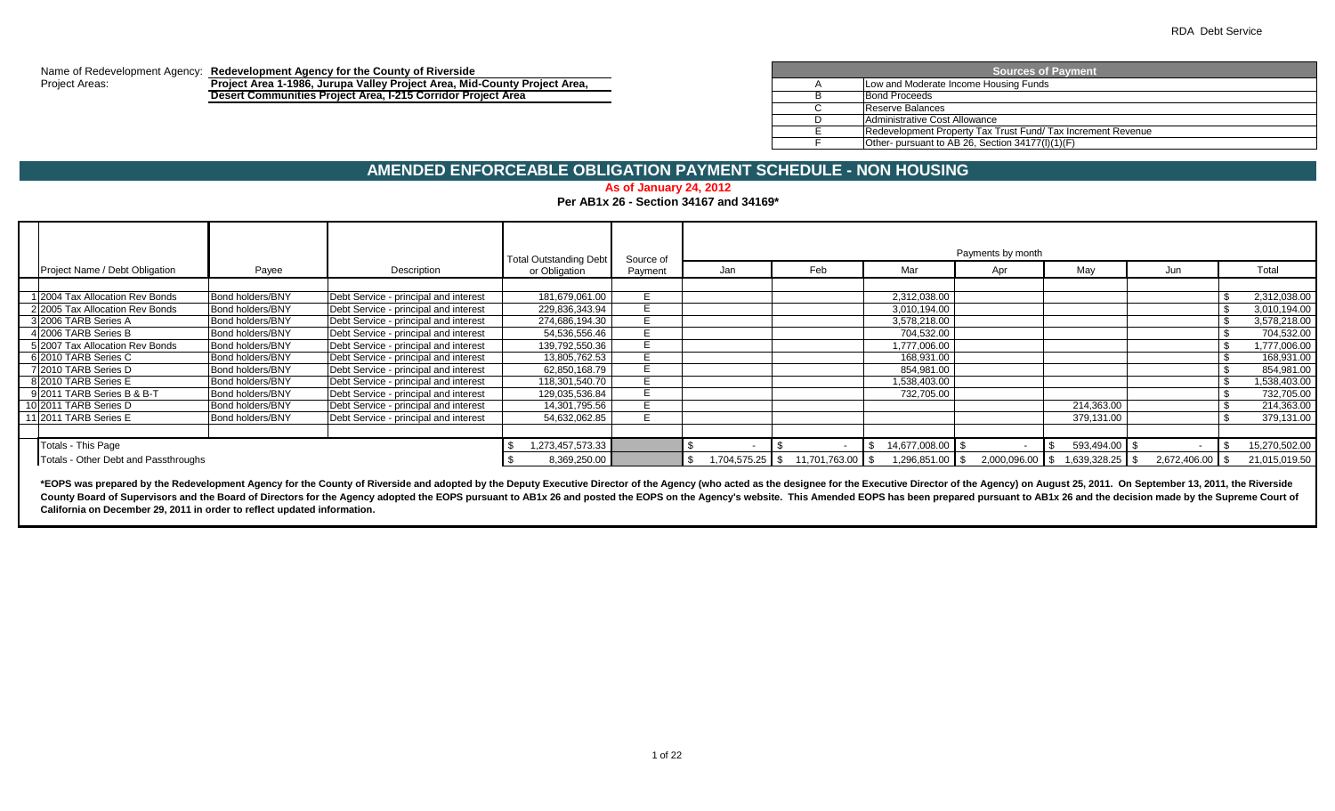RDA Debt Service

Name of Redevelopment Agency: **Redevelopment Agency for the County of Riverside**
Project Areas: **Project Area 1-1986, Jurupa Valley Project Area, Mid-County Project Area, Desert Communities Project Area, I-215 Corridor Project Area**

| Sources of Payment | |
|---|---|
| A | Low and Moderate Income Housing Funds |
| B | Bond Proceeds |
| C | Reserve Balances |
| D | Administrative Cost Allowance |
| E | Redevelopment Property Tax Trust Fund/ Tax Increment Revenue |
| F | Other- pursuant to AB 26, Section 34177(l)(1)(F) |

## AMENDED ENFORCEABLE OBLIGATION PAYMENT SCHEDULE - NON HOUSING

**As of January 24, 2012**

**Per AB1x 26 - Section 34167 and 34169***

| | Project Name / Debt Obligation | Payee | Description | Total Outstanding Debt or Obligation | Source of Payment | Payments by month Jan | Feb | Mar | Apr | May | Jun | Total |
|---|---|---|---|---|---|---|---|---|---|---|---|---|
| 1 | 2004 Tax Allocation Rev Bonds | Bond holders/BNY | Debt Service - principal and interest | 181,679,061.00 | E | | | 2,312,038.00 | | | | $ 2,312,038.00 |
| 2 | 2005 Tax Allocation Rev Bonds | Bond holders/BNY | Debt Service - principal and interest | 229,836,343.94 | E | | | 3,010,194.00 | | | | $ 3,010,194.00 |
| 3 | 2006 TARB Series A | Bond holders/BNY | Debt Service - principal and interest | 274,686,194.30 | E | | | 3,578,218.00 | | | | $ 3,578,218.00 |
| 4 | 2006 TARB Series B | Bond holders/BNY | Debt Service - principal and interest | 54,536,556.46 | E | | | 704,532.00 | | | | $ 704,532.00 |
| 5 | 2007 Tax Allocation Rev Bonds | Bond holders/BNY | Debt Service - principal and interest | 139,792,550.36 | E | | | 1,777,006.00 | | | | $ 1,777,006.00 |
| 6 | 2010 TARB Series C | Bond holders/BNY | Debt Service - principal and interest | 13,805,762.53 | E | | | 168,931.00 | | | | $ 168,931.00 |
| 7 | 2010 TARB Series D | Bond holders/BNY | Debt Service - principal and interest | 62,850,168.79 | E | | | 854,981.00 | | | | $ 854,981.00 |
| 8 | 2010 TARB Series E | Bond holders/BNY | Debt Service - principal and interest | 118,301,540.70 | E | | | 1,538,403.00 | | | | $ 1,538,403.00 |
| 9 | 2011 TARB Series B & B-T | Bond holders/BNY | Debt Service - principal and interest | 129,035,536.84 | E | | | 732,705.00 | | | | $ 732,705.00 |
| 10 | 2011 TARB Series D | Bond holders/BNY | Debt Service - principal and interest | 14,301,795.56 | E | | | | | 214,363.00 | | $ 214,363.00 |
| 11 | 2011 TARB Series E | Bond holders/BNY | Debt Service - principal and interest | 54,632,062.85 | E | | | | | 379,131.00 | | $ 379,131.00 |
| | Totals - This Page | | | $ 1,273,457,573.33 | | $ - | $ - | $ 14,677,008.00 | $ - | $ 593,494.00 | $ - | $ 15,270,502.00 |
| | Totals - Other Debt and Passthroughs | | | $ 8,369,250.00 | | $ 1,704,575.25 | $ 11,701,763.00 | $ 1,296,851.00 | $ 2,000,096.00 | $ 1,639,328.25 | $ 2,672,406.00 | $ 21,015,019.50 |

***EOPS was prepared by the Redevelopment Agency for the County of Riverside and adopted by the Deputy Executive Director of the Agency (who acted as the designee for the Executive Director of the Agency) on August 25, 2011. On September 13, 2011, the Riverside County Board of Supervisors and the Board of Directors for the Agency adopted the EOPS pursuant to AB1x 26 and posted the EOPS on the Agency's website. This Amended EOPS has been prepared pursuant to AB1x 26 and the decision made by the Supreme Court of California on December 29, 2011 in order to reflect updated information.**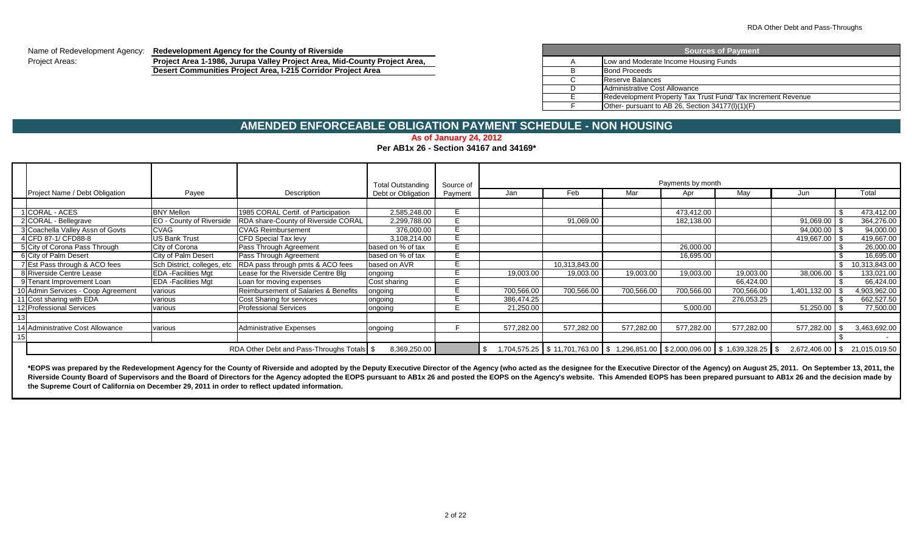Name of Redevelopment Agency: **Redevelopment Agency for the County of Riverside**

Project Areas: **Project Area 1-1986, Jurupa Valley Project Area, Mid-County Project Area, Desert Communities Project Area, I-215 Corridor Project Area**

| | Sources of Payment |
|---|---|
| A | Low and Moderate Income Housing Funds |
| B | Bond Proceeds |
| C | Reserve Balances |
| D | Administrative Cost Allowance |
| E | Redevelopment Property Tax Trust Fund/ Tax Increment Revenue |
| F | Other- pursuant to AB 26, Section 34177(l)(1)(F) |

## AMENDED ENFORCEABLE OBLIGATION PAYMENT SCHEDULE - NON HOUSING

**As of January 24, 2012**

**Per AB1x 26 - Section 34167 and 34169***

| | Project Name / Debt Obligation | Payee | Description | Total Outstanding Debt or Obligation | Source of Payment | Payments by month | | | | | | |
|---|---|---|---|---|---|---|---|---|---|---|---|---|
| | | | | | | Jan | Feb | Mar | Apr | May | Jun | Total |
| 1 | CORAL - ACES | BNY Mellon | 1985 CORAL Certif. of Participation | 2,585,248.00 | E | | | | 473,412.00 | | | $ 473,412.00 |
| 2 | CORAL - Bellegrave | EO - County of Riverside | RDA share-County of Riverside CORAL | 2,299,788.00 | E | | 91,069.00 | | 182,138.00 | | 91,069.00 | $ 364,276.00 |
| 3 | Coachella Valley Assn of Govts | CVAG | CVAG Reimbursement | 376,000.00 | E | | | | | | 94,000.00 | $ 94,000.00 |
| 4 | CFD 87-1/ CFD88-8 | US Bank Trust | CFD Special Tax levy | 3,108,214.00 | E | | | | | | 419,667.00 | $ 419,667.00 |
| 5 | City of Corona Pass Through | City of Corona | Pass Through Agreement | based on % of tax | E | | | | 26,000.00 | | | $ 26,000.00 |
| 6 | City of Palm Desert | City of Palm Desert | Pass Through Agreement | based on % of tax | E | | | | 16,695.00 | | | $ 16,695.00 |
| 7 | Est Pass through & ACO fees | Sch District, colleges, etc | RDA pass through pmts & ACO fees | based on AVR | E | | 10,313,843.00 | | | | | $ 10,313,843.00 |
| 8 | Riverside Centre Lease | EDA -Facilities Mgt | Lease for the Riverside Centre Blg | ongoing | E | 19,003.00 | 19,003.00 | 19,003.00 | 19,003.00 | 19,003.00 | 38,006.00 | $ 133,021.00 |
| 9 | Tenant Improvement Loan | EDA -Facilities Mgt | Loan for moving expenses | Cost sharing | E | | | | | 66,424.00 | | $ 66,424.00 |
| 10 | Admin Services - Coop Agreement | various | Reimbursement of Salaries & Benefits | ongoing | E | 700,566.00 | 700,566.00 | 700,566.00 | 700,566.00 | 700,566.00 | 1,401,132.00 | $ 4,903,962.00 |
| 11 | Cost sharing with EDA | various | Cost Sharing for services | ongoing | E | 386,474.25 | | | | 276,053.25 | | $ 662,527.50 |
| 12 | Professional Services | various | Professional Services | ongoing | E | 21,250.00 | | | 5,000.00 | | 51,250.00 | $ 77,500.00 |
| 13 | | | | | | | | | | | | |
| 14 | Administrative Cost Allowance | various | Administrative Expenses | ongoing | F | 577,282.00 | 577,282.00 | 577,282.00 | 577,282.00 | 577,282.00 | 577,282.00 | $ 3,463,692.00 |
| 15 | | | | | | | | | | | | $ - |
| | | | RDA Other Debt and Pass-Throughs Totals | $ 8,369,250.00 | | $ 1,704,575.25 | $ 11,701,763.00 | $ 1,296,851.00 | $ 2,000,096.00 | $ 1,639,328.25 | $ 2,672,406.00 | $ 21,015,019.50 |

***EOPS was prepared by the Redevelopment Agency for the County of Riverside and adopted by the Deputy Executive Director of the Agency (who acted as the designee for the Executive Director of the Agency) on August 25, 2011. On September 13, 2011, the Riverside County Board of Supervisors and the Board of Directors for the Agency adopted the EOPS pursuant to AB1x 26 and posted the EOPS on the Agency's website. This Amended EOPS has been prepared pursuant to AB1x 26 and the decision made by the Supreme Court of California on December 29, 2011 in order to reflect updated information.**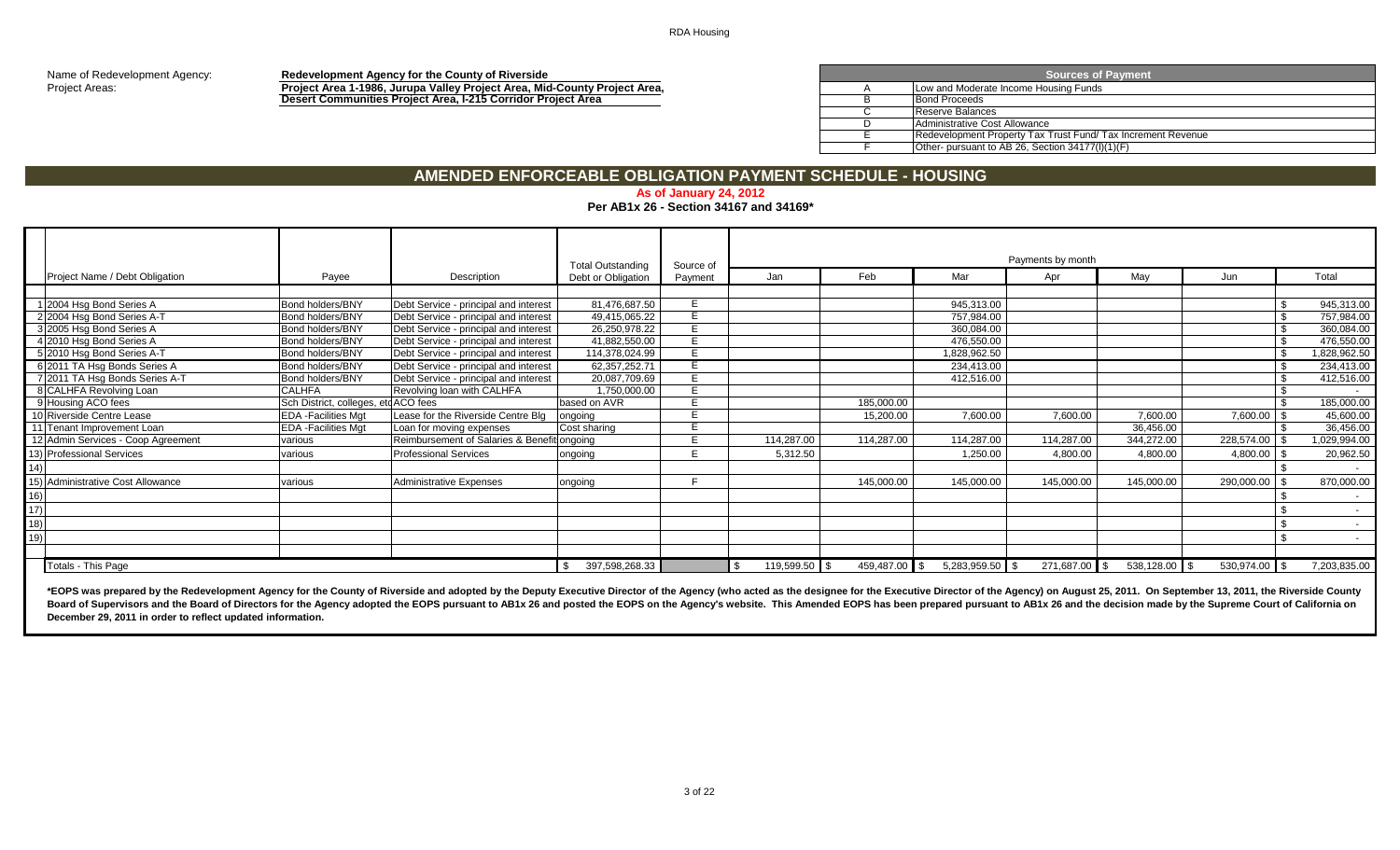RDA Housing

Name of Redevelopment Agency: **Redevelopment Agency for the County of Riverside**

Project Areas: **Project Area 1-1986, Jurupa Valley Project Area, Mid-County Project Area, Desert Communities Project Area, I-215 Corridor Project Area**

| | Sources of Payment |
|---|---|
| A | Low and Moderate Income Housing Funds |
| B | Bond Proceeds |
| C | Reserve Balances |
| D | Administrative Cost Allowance |
| E | Redevelopment Property Tax Trust Fund/ Tax Increment Revenue |
| F | Other- pursuant to AB 26, Section 34177(l)(1)(F) |

## AMENDED ENFORCEABLE OBLIGATION PAYMENT SCHEDULE - HOUSING

**As of January 24, 2012**

**Per AB1x 26 - Section 34167 and 34169***

| | Project Name / Debt Obligation | Payee | Description | Total Outstanding Debt or Obligation | Source of Payment | Payments by month Jan | Feb | Mar | Apr | May | Jun | Total |
|---|---|---|---|---|---|---|---|---|---|---|---|---|
| 1 | 2004 Hsg Bond Series A | Bond holders/BNY | Debt Service - principal and interest | 81,476,687.50 | E | | | 945,313.00 | | | | $ 945,313.00 |
| 2 | 2004 Hsg Bond Series A-T | Bond holders/BNY | Debt Service - principal and interest | 49,415,065.22 | E | | | 757,984.00 | | | | $ 757,984.00 |
| 3 | 2005 Hsg Bond Series A | Bond holders/BNY | Debt Service - principal and interest | 26,250,978.22 | E | | | 360,084.00 | | | | $ 360,084.00 |
| 4 | 2010 Hsg Bond Series A | Bond holders/BNY | Debt Service - principal and interest | 41,882,550.00 | E | | | 476,550.00 | | | | $ 476,550.00 |
| 5 | 2010 Hsg Bond Series A-T | Bond holders/BNY | Debt Service - principal and interest | 114,378,024.99 | E | | | 1,828,962.50 | | | | $ 1,828,962.50 |
| 6 | 2011 TA Hsg Bonds Series A | Bond holders/BNY | Debt Service - principal and interest | 62,357,252.71 | E | | | 234,413.00 | | | | $ 234,413.00 |
| 7 | 2011 TA Hsg Bonds Series A-T | Bond holders/BNY | Debt Service - principal and interest | 20,087,709.69 | E | | | 412,516.00 | | | | $ 412,516.00 |
| 8 | CALHFA Revolving Loan | CALHFA | Revolving loan with CALHFA | 1,750,000.00 | E | | | | | | | $ - |
| 9 | Housing ACO fees | Sch District, colleges, etc | ACO fees | based on AVR | E | | 185,000.00 | | | | | $ 185,000.00 |
| 10 | Riverside Centre Lease | EDA -Facilities Mgt | Lease for the Riverside Centre Blg | ongoing | E | | 15,200.00 | 7,600.00 | 7,600.00 | 7,600.00 | 7,600.00 | $ 45,600.00 |
| 11 | Tenant Improvement Loan | EDA -Facilities Mgt | Loan for moving expenses | Cost sharing | E | | | | | 36,456.00 | | $ 36,456.00 |
| 12 | Admin Services - Coop Agreement | various | Reimbursement of Salaries & Benefit | ongoing | E | 114,287.00 | 114,287.00 | 114,287.00 | 114,287.00 | 344,272.00 | 228,574.00 | $ 1,029,994.00 |
| 13) | Professional Services | various | Professional Services | ongoing | E | 5,312.50 | | 1,250.00 | 4,800.00 | 4,800.00 | 4,800.00 | $ 20,962.50 |
| 14) | | | | | | | | | | | | $ - |
| 15) | Administrative Cost Allowance | various | Administrative Expenses | ongoing | F | | 145,000.00 | 145,000.00 | 145,000.00 | 145,000.00 | 290,000.00 | $ 870,000.00 |
| 16) | | | | | | | | | | | | $ - |
| 17) | | | | | | | | | | | | $ - |
| 18) | | | | | | | | | | | | $ - |
| 19) | | | | | | | | | | | | $ - |
| | Totals - This Page | | | $ 397,598,268.33 | | $ 119,599.50 | $ 459,487.00 | $ 5,283,959.50 | $ 271,687.00 | $ 538,128.00 | $ 530,974.00 | $ 7,203,835.00 |

***EOPS was prepared by the Redevelopment Agency for the County of Riverside and adopted by the Deputy Executive Director of the Agency (who acted as the designee for the Executive Director of the Agency) on August 25, 2011. On September 13, 2011, the Riverside County Board of Supervisors and the Board of Directors for the Agency adopted the EOPS pursuant to AB1x 26 and posted the EOPS on the Agency's website. This Amended EOPS has been prepared pursuant to AB1x 26 and the decision made by the Supreme Court of California on December 29, 2011 in order to reflect updated information.**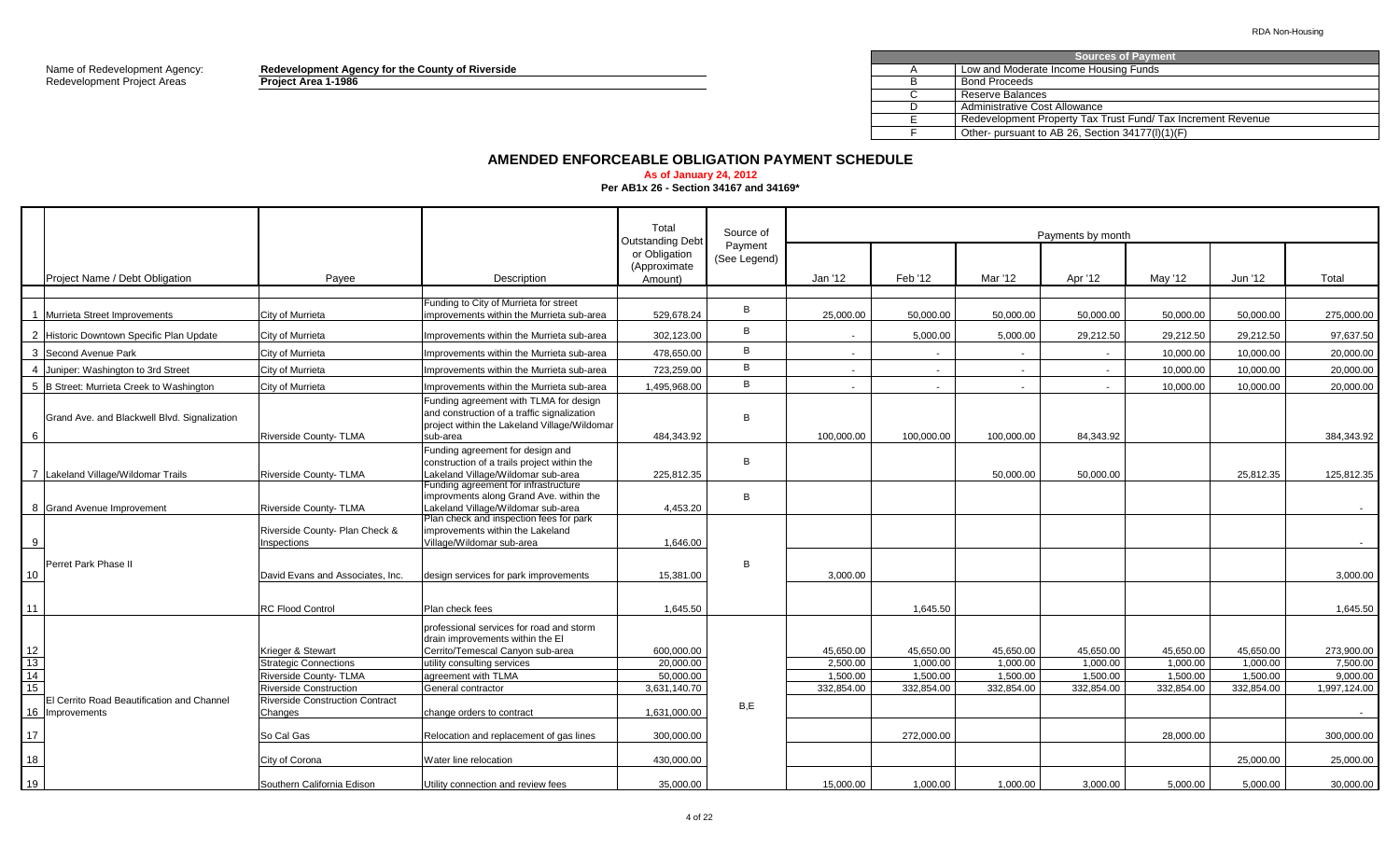RDA Non-Housing

Name of Redevelopment Agency: **Redevelopment Agency for the County of Riverside**
Redevelopment Project Areas **Project Area 1-1986**

| | Sources of Payment |
|---|---|
| A | Low and Moderate Income Housing Funds |
| B | Bond Proceeds |
| C | Reserve Balances |
| D | Administrative Cost Allowance |
| E | Redevelopment Property Tax Trust Fund/ Tax Increment Revenue |
| F | Other- pursuant to AB 26, Section 34177(l)(1)(F) |

## AMENDED ENFORCEABLE OBLIGATION PAYMENT SCHEDULE

**As of January 24, 2012**
**Per AB1x 26 - Section 34167 and 34169***

| | Project Name / Debt Obligation | Payee | Description | Total Outstanding Debt or Obligation (Approximate Amount) | Source of Payment (See Legend) | Payments by month Jan '12 | Feb '12 | Mar '12 | Apr '12 | May '12 | Jun '12 | Total |
|---|---|---|---|---|---|---|---|---|---|---|---|---|
| 1 | Murrieta Street Improvements | City of Murrieta | Funding to City of Murrieta for street improvements within the Murrieta sub-area | 529,678.24 | B | 25,000.00 | 50,000.00 | 50,000.00 | 50,000.00 | 50,000.00 | 50,000.00 | 275,000.00 |
| 2 | Historic Downtown Specific Plan Update | City of Murrieta | Improvements within the Murrieta sub-area | 302,123.00 | B | - | 5,000.00 | 5,000.00 | 29,212.50 | 29,212.50 | 29,212.50 | 97,637.50 |
| 3 | Second Avenue Park | City of Murrieta | Improvements within the Murrieta sub-area | 478,650.00 | B | - | - | - | - | 10,000.00 | 10,000.00 | 20,000.00 |
| 4 | Juniper: Washington to 3rd Street | City of Murrieta | Improvements within the Murrieta sub-area | 723,259.00 | B | - | - | - | - | 10,000.00 | 10,000.00 | 20,000.00 |
| 5 | B Street: Murrieta Creek to Washington | City of Murrieta | Improvements within the Murrieta sub-area | 1,495,968.00 | B | - | - | - | - | 10,000.00 | 10,000.00 | 20,000.00 |
| 6 | Grand Ave. and Blackwell Blvd. Signalization | Riverside County- TLMA | Funding agreement with TLMA for design and construction of a traffic signalization project within the Lakeland Village/Wildomar sub-area | 484,343.92 | B | 100,000.00 | 100,000.00 | 100,000.00 | 84,343.92 | | | 384,343.92 |
| 7 | Lakeland Village/Wildomar Trails | Riverside County- TLMA | Funding agreement for design and construction of a trails project within the Lakeland Village/Wildomar sub-area | 225,812.35 | B | | | 50,000.00 | 50,000.00 | | 25,812.35 | 125,812.35 |
| 8 | Grand Avenue Improvement | Riverside County- TLMA | Funding agreement for infrastructure improvments along Grand Ave. within the Lakeland Village/Wildomar sub-area | 4,453.20 | B | | | | | | | - |
| 9 | | Riverside County- Plan Check & Inspections | Plan check and inspection fees for park improvements within the Lakeland Village/Wildomar sub-area | 1,646.00 | | | | | | | | - |
| 10 | Perret Park Phase II | David Evans and Associates, Inc. | design services for park improvements | 15,381.00 | B | 3,000.00 | | | | | | 3,000.00 |
| 11 | | RC Flood Control | Plan check fees | 1,645.50 | | | 1,645.50 | | | | | 1,645.50 |
| 12 | | Krieger & Stewart | professional services for road and storm drain improvements within the El Cerrito/Temescal Canyon sub-area | 600,000.00 | | 45,650.00 | 45,650.00 | 45,650.00 | 45,650.00 | 45,650.00 | 45,650.00 | 273,900.00 |
| 13 | | Strategic Connections | utility consulting services | 20,000.00 | | 2,500.00 | 1,000.00 | 1,000.00 | 1,000.00 | 1,000.00 | 1,000.00 | 7,500.00 |
| 14 | | Riverside County- TLMA | agreement with TLMA | 50,000.00 | | 1,500.00 | 1,500.00 | 1,500.00 | 1,500.00 | 1,500.00 | 1,500.00 | 9,000.00 |
| 15 | | Riverside Construction | General contractor | 3,631,140.70 | | 332,854.00 | 332,854.00 | 332,854.00 | 332,854.00 | 332,854.00 | 332,854.00 | 1,997,124.00 |
| 16 | El Cerrito Road Beautification and Channel Improvements | Riverside Construction Contract Changes | change orders to contract | 1,631,000.00 | B,E | | | | | | | - |
| 17 | | So Cal Gas | Relocation and replacement of gas lines | 300,000.00 | | | 272,000.00 | | | 28,000.00 | | 300,000.00 |
| 18 | | City of Corona | Water line relocation | 430,000.00 | | | | | | | 25,000.00 | 25,000.00 |
| 19 | | Southern California Edison | Utility connection and review fees | 35,000.00 | | 15,000.00 | 1,000.00 | 1,000.00 | 3,000.00 | 5,000.00 | 5,000.00 | 30,000.00 |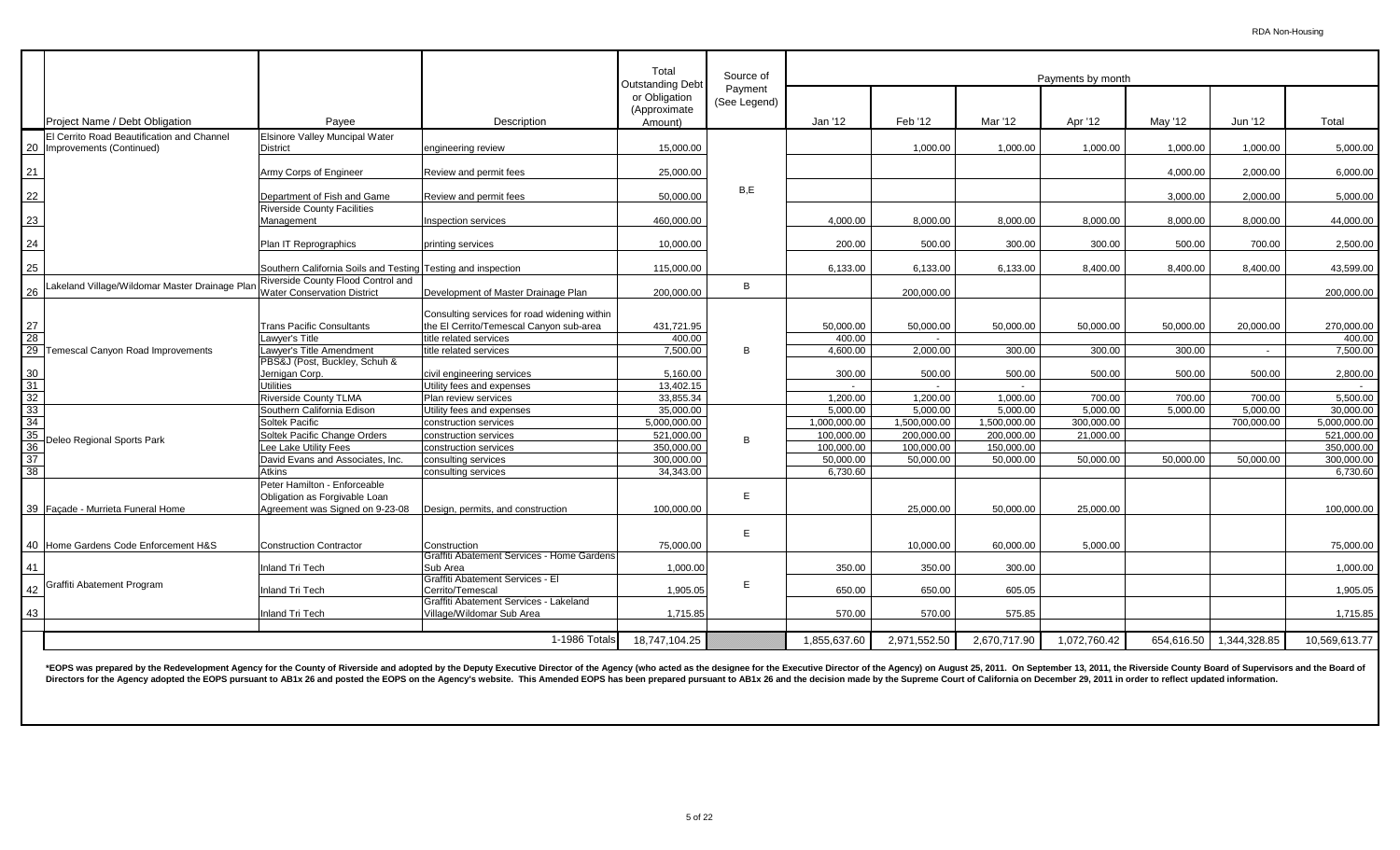RDA Non-Housing

| | Project Name / Debt Obligation | Payee | Description | Total Outstanding Debt or Obligation (Approximate Amount) | Source of Payment (See Legend) | Payments by month | | | | | | |
|---|---|---|---|---|---|---|---|---|---|---|---|---|
| | | | | | | Jan '12 | Feb '12 | Mar '12 | Apr '12 | May '12 | Jun '12 | Total |
| 20 | El Cerrito Road Beautification and Channel Improvements (Continued) | Elsinore Valley Muncipal Water District | engineering review | 15,000.00 | B,E | | 1,000.00 | 1,000.00 | 1,000.00 | 1,000.00 | 1,000.00 | 5,000.00 |
| 21 | | Army Corps of Engineer | Review and permit fees | 25,000.00 | | | | | | 4,000.00 | 2,000.00 | 6,000.00 |
| 22 | | Department of Fish and Game | Review and permit fees | 50,000.00 | | | | | | 3,000.00 | 2,000.00 | 5,000.00 |
| 23 | | Riverside County Facilities Management | Inspection services | 460,000.00 | | 4,000.00 | 8,000.00 | 8,000.00 | 8,000.00 | 8,000.00 | 8,000.00 | 44,000.00 |
| 24 | | Plan IT Reprographics | printing services | 10,000.00 | | 200.00 | 500.00 | 300.00 | 300.00 | 500.00 | 700.00 | 2,500.00 |
| 25 | | Southern California Soils and Testing | Testing and inspection | 115,000.00 | | 6,133.00 | 6,133.00 | 6,133.00 | 8,400.00 | 8,400.00 | 8,400.00 | 43,599.00 |
| 26 | Lakeland Village/Wildomar Master Drainage Plan | Riverside County Flood Control and Water Conservation District | Development of Master Drainage Plan | 200,000.00 | B | | 200,000.00 | | | | | 200,000.00 |
| 27 | Temescal Canyon Road Improvements | Trans Pacific Consultants | Consulting services for road widening within the El Cerrito/Temescal Canyon sub-area | 431,721.95 | B | 50,000.00 | 50,000.00 | 50,000.00 | 50,000.00 | 50,000.00 | 20,000.00 | 270,000.00 |
| 28 | | Lawyer's Title | title related services | 400.00 | | 400.00 | - | | | | | 400.00 |
| 29 | | Lawyer's Title Amendment | title related services | 7,500.00 | | 4,600.00 | 2,000.00 | 300.00 | 300.00 | 300.00 | - | 7,500.00 |
| 30 | | PBS&J (Post, Buckley, Schuh & Jernigan Corp. | civil engineering services | 5,160.00 | | 300.00 | 500.00 | 500.00 | 500.00 | 500.00 | 500.00 | 2,800.00 |
| 31 | | Utilities | Utility fees and expenses | 13,402.15 | | - | - | - | | | | - |
| 32 | | Riverside County TLMA | Plan review services | 33,855.34 | | 1,200.00 | 1,200.00 | 1,000.00 | 700.00 | 700.00 | 700.00 | 5,500.00 |
| 33 | Deleo Regional Sports Park | Southern California Edison | Utility fees and expenses | 35,000.00 | B | 5,000.00 | 5,000.00 | 5,000.00 | 5,000.00 | 5,000.00 | 5,000.00 | 30,000.00 |
| 34 | | Soltek Pacific | construction services | 5,000,000.00 | | 1,000,000.00 | 1,500,000.00 | 1,500,000.00 | 300,000.00 | | 700,000.00 | 5,000,000.00 |
| 35 | | Soltek Pacific Change Orders | construction services | 521,000.00 | | 100,000.00 | 200,000.00 | 200,000.00 | 21,000.00 | | | 521,000.00 |
| 36 | | Lee Lake Utility Fees | construction services | 350,000.00 | | 100,000.00 | 100,000.00 | 150,000.00 | | | | 350,000.00 |
| 37 | | David Evans and Associates, Inc. | consulting services | 300,000.00 | | 50,000.00 | 50,000.00 | 50,000.00 | 50,000.00 | 50,000.00 | 50,000.00 | 300,000.00 |
| 38 | | Atkins | consulting services | 34,343.00 | | 6,730.60 | | | | | | 6,730.60 |
| 39 | Façade - Murrieta Funeral Home | Peter Hamilton - Enforceable Obligation as Forgivable Loan Agreement was Signed on 9-23-08 | Design, permits, and construction | 100,000.00 | E | | 25,000.00 | 50,000.00 | 25,000.00 | | | 100,000.00 |
| 40 | Home Gardens Code Enforcement H&S | Construction Contractor | Construction | 75,000.00 | E | | 10,000.00 | 60,000.00 | 5,000.00 | | | 75,000.00 |
| 41 | Graffiti Abatement Program | Inland Tri Tech | Graffiti Abatement Services - Home Gardens Sub Area | 1,000.00 | E | 350.00 | 350.00 | 300.00 | | | | 1,000.00 |
| 42 | | Inland Tri Tech | Graffiti Abatement Services - El Cerrito/Temescal | 1,905.05 | | 650.00 | 650.00 | 605.05 | | | | 1,905.05 |
| 43 | | Inland Tri Tech | Graffiti Abatement Services - Lakeland Village/Wildomar Sub Area | 1,715.85 | | 570.00 | 570.00 | 575.85 | | | | 1,715.85 |
| | | | 1-1986 Totals | 18,747,104.25 | | 1,855,637.60 | 2,971,552.50 | 2,670,717.90 | 1,072,760.42 | 654,616.50 | 1,344,328.85 | 10,569,613.77 |

**\*EOPS was prepared by the Redevelopment Agency for the County of Riverside and adopted by the Deputy Executive Director of the Agency (who acted as the designee for the Executive Director of the Agency) on August 25, 2011. On September 13, 2011, the Riverside County Board of Supervisors and the Board of Directors for the Agency adopted the EOPS pursuant to AB1x 26 and posted the EOPS on the Agency's website. This Amended EOPS has been prepared pursuant to AB1x 26 and the decision made by the Supreme Court of California on December 29, 2011 in order to reflect updated information.**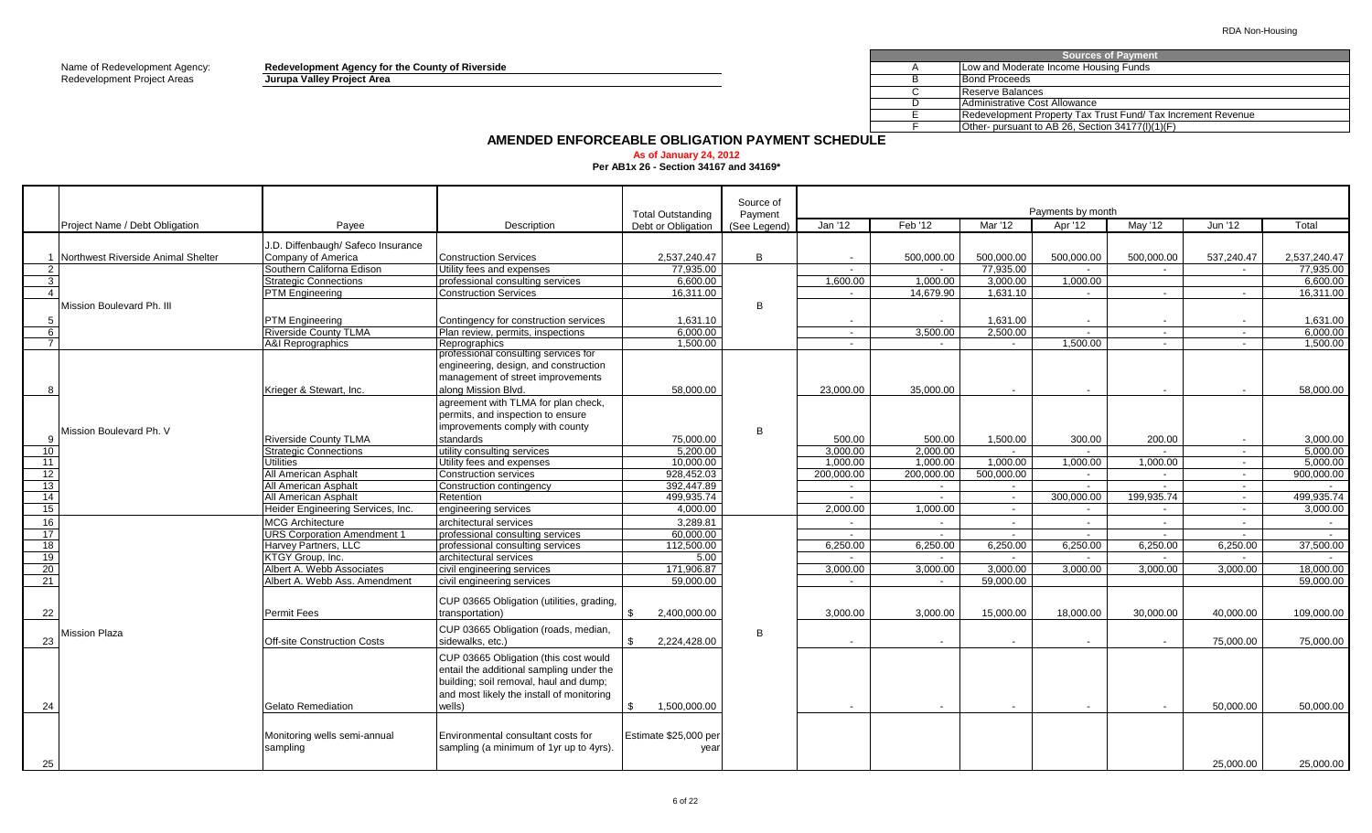RDA Non-Housing

Name of Redevelopment Agency: **Redevelopment Agency for the County of Riverside**
Redevelopment Project Areas: **Jurupa Valley Project Area**

| Sources of Payment | |
|---|---|
| A | Low and Moderate Income Housing Funds |
| B | Bond Proceeds |
| C | Reserve Balances |
| D | Administrative Cost Allowance |
| E | Redevelopment Property Tax Trust Fund/ Tax Increment Revenue |
| F | Other- pursuant to AB 26, Section 34177(l)(1)(F) |

# AMENDED ENFORCEABLE OBLIGATION PAYMENT SCHEDULE

**As of January 24, 2012**

**Per AB1x 26 - Section 34167 and 34169***

| | Project Name / Debt Obligation | Payee | Description | Total Outstanding Debt or Obligation | Source of Payment (See Legend) | Jan '12 | Feb '12 | Mar '12 | Apr '12 | May '12 | Jun '12 | Total |
|---|---|---|---|---|---|---|---|---|---|---|---|---|
| | | | | | | Payments by month | | | | | | |
| 1 | Northwest Riverside Animal Shelter | J.D. Diffenbaugh/ Safeco Insurance Company of America | Construction Services | 2,537,240.47 | B | - | 500,000.00 | 500,000.00 | 500,000.00 | 500,000.00 | 537,240.47 | 2,537,240.47 |
| 2 | Mission Boulevard Ph. III | Southern Californa Edison | Utility fees and expenses | 77,935.00 | B | - | - | 77,935.00 | - | - | - | 77,935.00 |
| 3 | | Strategic Connections | professional consulting services | 6,600.00 | | 1,600.00 | 1,000.00 | 3,000.00 | 1,000.00 | | | 6,600.00 |
| 4 | | PTM Engineering | Construction Services | 16,311.00 | | - | 14,679.90 | 1,631.10 | - | - | - | 16,311.00 |
| 5 | | PTM Engineering | Contingency for construction services | 1,631.10 | | - | - | 1,631.00 | - | - | - | 1,631.00 |
| 6 | | Riverside County TLMA | Plan review, permits, inspections | 6,000.00 | | - | 3,500.00 | 2,500.00 | - | - | - | 6,000.00 |
| 7 | | A&I Reprographics | Reprographics | 1,500.00 | | - | - | - | 1,500.00 | - | - | 1,500.00 |
| 8 | Mission Boulevard Ph. V | Krieger & Stewart, Inc. | professional consulting services for engineering, design, and construction management of street improvements along Mission Blvd. | 58,000.00 | B | 23,000.00 | 35,000.00 | - | - | - | - | 58,000.00 |
| 9 | | Riverside County TLMA | agreement with TLMA for plan check, permits, and inspection to ensure improvements comply with county standards | 75,000.00 | | 500.00 | 500.00 | 1,500.00 | 300.00 | 200.00 | - | 3,000.00 |
| 10 | | Strategic Connections | utility consulting services | 5,200.00 | | 3,000.00 | 2,000.00 | - | - | - | - | 5,000.00 |
| 11 | | Utilities | Utility fees and expenses | 10,000.00 | | 1,000.00 | 1,000.00 | 1,000.00 | 1,000.00 | 1,000.00 | - | 5,000.00 |
| 12 | | All American Asphalt | Construction services | 928,452.03 | | 200,000.00 | 200,000.00 | 500,000.00 | - | - | - | 900,000.00 |
| 13 | | All American Asphalt | Construction contingency | 392,447.89 | | - | - | - | - | - | - | - |
| 14 | | All American Asphalt | Retention | 499,935.74 | | - | - | - | 300,000.00 | 199,935.74 | - | 499,935.74 |
| 15 | | Heider Engineering Services, Inc. | engineering services | 4,000.00 | | 2,000.00 | 1,000.00 | - | - | - | - | 3,000.00 |
| 16 | Mission Plaza | MCG Architecture | architectural services | 3,289.81 | B | - | - | - | - | - | - | - |
| 17 | | URS Corporation Amendment 1 | professional consulting services | 60,000.00 | | - | - | - | - | - | - | - |
| 18 | | Harvey Partners, LLC | professional consulting services | 112,500.00 | | 6,250.00 | 6,250.00 | 6,250.00 | 6,250.00 | 6,250.00 | 6,250.00 | 37,500.00 |
| 19 | | KTGY Group, Inc. | architectural services | 5.00 | | - | - | - | - | - | - | - |
| 20 | | Albert A. Webb Associates | civil engineering services | 171,906.87 | | 3,000.00 | 3,000.00 | 3,000.00 | 3,000.00 | 3,000.00 | 3,000.00 | 18,000.00 |
| 21 | | Albert A. Webb Ass. Amendment | civil engineering services | 59,000.00 | | - | - | 59,000.00 | | | | 59,000.00 |
| 22 | | Permit Fees | CUP 03665 Obligation (utilities, grading, transportation) | $ 2,400,000.00 | | 3,000.00 | 3,000.00 | 15,000.00 | 18,000.00 | 30,000.00 | 40,000.00 | 109,000.00 |
| 23 | | Off-site Construction Costs | CUP 03665 Obligation (roads, median, sidewalks, etc.) | $ 2,224,428.00 | | - | - | - | - | - | 75,000.00 | 75,000.00 |
| 24 | | Gelato Remediation | CUP 03665 Obligation (this cost would entail the additional sampling under the building; soil removal, haul and dump; and most likely the install of monitoring wells) | $ 1,500,000.00 | | - | - | - | - | - | 50,000.00 | 50,000.00 |
| 25 | | Monitoring wells semi-annual sampling | Environmental consultant costs for sampling (a minimum of 1yr up to 4yrs). | Estimate $25,000 per year | | | | | | | 25,000.00 | 25,000.00 |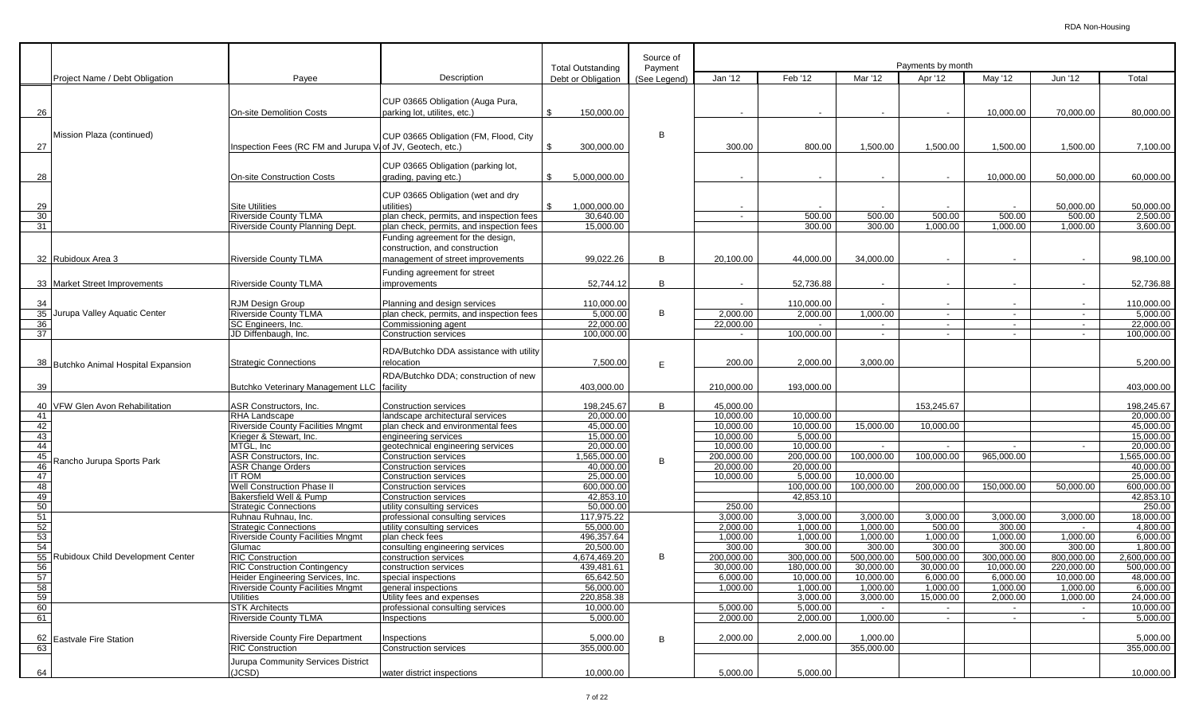RDA Non-Housing

| | Project Name / Debt Obligation | Payee | Description | Total Outstanding Debt or Obligation | Source of Payment (See Legend) | Jan '12 | Feb '12 | Mar '12 | Apr '12 | May '12 | Jun '12 | Total |
|---|---|---|---|---|---|---|---|---|---|---|---|---|
| 26 | Mission Plaza (continued) | On-site Demolition Costs | CUP 03665 Obligation (Auga Pura, parking lot, utilites, etc.) | $ 150,000.00 | B | - | - | - | - | 10,000.00 | 70,000.00 | 80,000.00 |
| 27 | | Inspection Fees (RC FM and Jurupa V of JV, Geotech, etc.) | CUP 03665 Obligation (FM, Flood, City | $ 300,000.00 | | 300.00 | 800.00 | 1,500.00 | 1,500.00 | 1,500.00 | 1,500.00 | 7,100.00 |
| 28 | | On-site Construction Costs | CUP 03665 Obligation (parking lot, grading, paving etc.) | $ 5,000,000.00 | | - | - | - | - | 10,000.00 | 50,000.00 | 60,000.00 |
| 29 | | Site Utilities | CUP 03665 Obligation (wet and dry utilities) | $ 1,000,000.00 | | - | - | - | - | - | 50,000.00 | 50,000.00 |
| 30 | | Riverside County TLMA | plan check, permits, and inspection fees | 30,640.00 | | - | 500.00 | 500.00 | 500.00 | 500.00 | 500.00 | 2,500.00 |
| 31 | | Riverside County Planning Dept. | plan check, permits, and inspection fees | 15,000.00 | | | 300.00 | 300.00 | 1,000.00 | 1,000.00 | 1,000.00 | 3,600.00 |
| 32 | Rubidoux Area 3 | Riverside County TLMA | Funding agreement for the design, construction, and construction management of street improvements | 99,022.26 | B | 20,100.00 | 44,000.00 | 34,000.00 | - | - | - | 98,100.00 |
| 33 | Market Street Improvements | Riverside County TLMA | Funding agreement for street improvements | 52,744.12 | B | - | 52,736.88 | - | - | - | - | 52,736.88 |
| 34 | Jurupa Valley Aquatic Center | RJM Design Group | Planning and design services | 110,000.00 | B | - | 110,000.00 | - | - | - | - | 110,000.00 |
| 35 | | Riverside County TLMA | plan check, permits, and inspection fees | 5,000.00 | | 2,000.00 | 2,000.00 | 1,000.00 | - | - | - | 5,000.00 |
| 36 | | SC Engineers, Inc. | Commissioning agent | 22,000.00 | | 22,000.00 | - | - | - | - | - | 22,000.00 |
| 37 | | JD Diffenbaugh, Inc. | Construction services | 100,000.00 | | - | 100,000.00 | - | - | - | - | 100,000.00 |
| 38 | Butchko Animal Hospital Expansion | Strategic Connections | RDA/Butchko DDA assistance with utility relocation | 7,500.00 | E | 200.00 | 2,000.00 | 3,000.00 | | | | 5,200.00 |
| 39 | | Butchko Veterinary Management LLC | RDA/Butchko DDA; construction of new facility | 403,000.00 | | 210,000.00 | 193,000.00 | | | | | 403,000.00 |
| 40 | VFW Glen Avon Rehabilitation | ASR Constructors, Inc. | Construction services | 198,245.67 | B | 45,000.00 | | | 153,245.67 | | | 198,245.67 |
| 41 | Rancho Jurupa Sports Park | RHA Landscape | landscape architectural services | 20,000.00 | B | 10,000.00 | 10,000.00 | | | | | 20,000.00 |
| 42 | | Riverside County Facilities Mngmt | plan check and environmental fees | 45,000.00 | | 10,000.00 | 10,000.00 | 15,000.00 | 10,000.00 | | | 45,000.00 |
| 43 | | Krieger & Stewart, Inc. | engineering services | 15,000.00 | | 10,000.00 | 5,000.00 | | | | | 15,000.00 |
| 44 | | MTGL, Inc | geotechnical engineering services | 20,000.00 | | 10,000.00 | 10,000.00 | - | - | - | - | 20,000.00 |
| 45 | | ASR Constructors, Inc. | Construction services | 1,565,000.00 | | 200,000.00 | 200,000.00 | 100,000.00 | 100,000.00 | 965,000.00 | | 1,565,000.00 |
| 46 | | ASR Change Orders | Construction services | 40,000.00 | | 20,000.00 | 20,000.00 | | | | | 40,000.00 |
| 47 | | IT ROM | Construction services | 25,000.00 | | 10,000.00 | 5,000.00 | 10,000.00 | | | | 25,000.00 |
| 48 | | Well Construction Phase II | Construction services | 600,000.00 | | | 100,000.00 | 100,000.00 | 200,000.00 | 150,000.00 | 50,000.00 | 600,000.00 |
| 49 | | Bakersfield Well & Pump | Construction services | 42,853.10 | | | 42,853.10 | | | | | 42,853.10 |
| 50 | | Strategic Connections | utility consulting services | 50,000.00 | | 250.00 | | | | | | 250.00 |
| 51 | Rubidoux Child Development Center | Ruhnau Ruhnau, Inc. | professional consulting services | 117,975.22 | B | 3,000.00 | 3,000.00 | 3,000.00 | 3,000.00 | 3,000.00 | 3,000.00 | 18,000.00 |
| 52 | | Strategic Connections | utility consulting services | 55,000.00 | | 2,000.00 | 1,000.00 | 1,000.00 | 500.00 | 300.00 | - | 4,800.00 |
| 53 | | Riverside County Facilities Mngmt | plan check fees | 496,357.64 | | 1,000.00 | 1,000.00 | 1,000.00 | 1,000.00 | 1,000.00 | 1,000.00 | 6,000.00 |
| 54 | | Glumac | consulting engineering services | 20,500.00 | | 300.00 | 300.00 | 300.00 | 300.00 | 300.00 | 300.00 | 1,800.00 |
| 55 | | RIC Construction | construction services | 4,674,469.20 | | 200,000.00 | 300,000.00 | 500,000.00 | 500,000.00 | 300,000.00 | 800,000.00 | 2,600,000.00 |
| 56 | | RIC Construction Contingency | construction services | 439,481.61 | | 30,000.00 | 180,000.00 | 30,000.00 | 30,000.00 | 10,000.00 | 220,000.00 | 500,000.00 |
| 57 | | Heider Engineering Services, Inc. | special inspections | 65,642.50 | | 6,000.00 | 10,000.00 | 10,000.00 | 6,000.00 | 6,000.00 | 10,000.00 | 48,000.00 |
| 58 | | Riverside County Facilities Mngmt | general inspections | 56,000.00 | | 1,000.00 | 1,000.00 | 1,000.00 | 1,000.00 | 1,000.00 | 1,000.00 | 6,000.00 |
| 59 | | Utilities | Utility fees and expenses | 220,858.38 | | | 3,000.00 | 3,000.00 | 15,000.00 | 2,000.00 | 1,000.00 | 24,000.00 |
| 60 | | STK Architects | professional consulting services | 10,000.00 | | 5,000.00 | 5,000.00 | - | - | - | - | 10,000.00 |
| 61 | Eastvale Fire Station | Riverside County TLMA | Inspections | 5,000.00 | B | 2,000.00 | 2,000.00 | 1,000.00 | - | - | - | 5,000.00 |
| 62 | | Riverside County Fire Department | Inspections | 5,000.00 | | 2,000.00 | 2,000.00 | 1,000.00 | | | | 5,000.00 |
| 63 | | RIC Construction | Construction services | 355,000.00 | | | | 355,000.00 | | | | 355,000.00 |
| 64 | | Jurupa Community Services District (JCSD) | water district inspections | 10,000.00 | | 5,000.00 | 5,000.00 | | | | | 10,000.00 |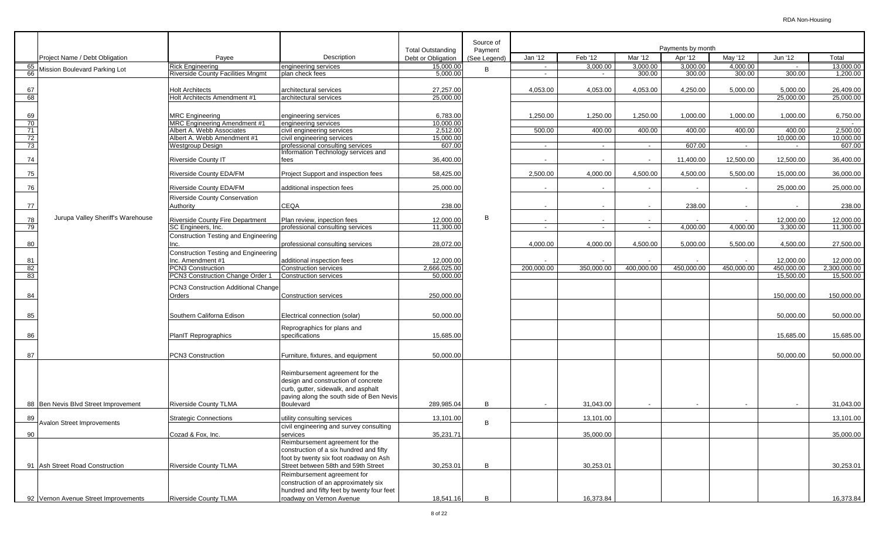RDA Non-Housing

| | Project Name / Debt Obligation | Payee | Description | Total Outstanding Debt or Obligation | Source of Payment (See Legend) | Jan '12 | Feb '12 | Mar '12 | Apr '12 | May '12 | Jun '12 | Total |
|---|---|---|---|---|---|---|---|---|---|---|---|---|
| | | | | | | Payments by month | | | | | | |
| 65 | Mission Boulevard Parking Lot | Rick Engineering | engineering services | 15,000.00 | B | - | 3,000.00 | 3,000.00 | 3,000.00 | 4,000.00 | - | 13,000.00 |
| 66 | | Riverside County Facilities Mngmt | plan check fees | 5,000.00 | | - | - | 300.00 | 300.00 | 300.00 | 300.00 | 1,200.00 |
| 67 | Jurupa Valley Sheriff's Warehouse | Holt Architects | architectural services | 27,257.00 | B | 4,053.00 | 4,053.00 | 4,053.00 | 4,250.00 | 5,000.00 | 5,000.00 | 26,409.00 |
| 68 | | Holt Architects Amendment #1 | architectural services | 25,000.00 | | | | | | | 25,000.00 | 25,000.00 |
| 69 | | MRC Engineering | engineering services | 6,783.00 | | 1,250.00 | 1,250.00 | 1,250.00 | 1,000.00 | 1,000.00 | 1,000.00 | 6,750.00 |
| 70 | | MRC Engineering Amendment #1 | engineering services | 10,000.00 | | | | | | | | - |
| 71 | | Albert A. Webb Associates | civil engineering services | 2,512.00 | | 500.00 | 400.00 | 400.00 | 400.00 | 400.00 | 400.00 | 2,500.00 |
| 72 | | Albert A. Webb Amendment #1 | civil engineering services | 15,000.00 | | | | | | | 10,000.00 | 10,000.00 |
| 73 | | Westgroup Design | professional consulting services | 607.00 | | - | - | - | 607.00 | - | - | 607.00 |
| 74 | | Riverside County IT | Information Technology services and fees | 36,400.00 | | - | - | - | 11,400.00 | 12,500.00 | 12,500.00 | 36,400.00 |
| 75 | | Riverside County EDA/FM | Project Support and inspection fees | 58,425.00 | | 2,500.00 | 4,000.00 | 4,500.00 | 4,500.00 | 5,500.00 | 15,000.00 | 36,000.00 |
| 76 | | Riverside County EDA/FM | additional inspection fees | 25,000.00 | | - | - | - | - | - | 25,000.00 | 25,000.00 |
| 77 | | Riverside County Conservation Authority | CEQA | 238.00 | | - | - | - | 238.00 | - | - | 238.00 |
| 78 | | Riverside County Fire Department | Plan review, inpection fees | 12,000.00 | | - | - | - | - | - | 12,000.00 | 12,000.00 |
| 79 | | SC Engineers, Inc. | professional consulting services | 11,300.00 | | - | - | - | 4,000.00 | 4,000.00 | 3,300.00 | 11,300.00 |
| 80 | | Construction Testing and Engineering Inc. | professional consulting services | 28,072.00 | | 4,000.00 | 4,000.00 | 4,500.00 | 5,000.00 | 5,500.00 | 4,500.00 | 27,500.00 |
| 81 | | Construction Testing and Engineering Inc. Amendment #1 | additional inspection fees | 12,000.00 | | - | - | - | - | - | 12,000.00 | 12,000.00 |
| 82 | | PCN3 Construction | Construction services | 2,666,025.00 | | 200,000.00 | 350,000.00 | 400,000.00 | 450,000.00 | 450,000.00 | 450,000.00 | 2,300,000.00 |
| 83 | | PCN3 Construction Change Order 1 | Construction services | 50,000.00 | | | | | | | 15,500.00 | 15,500.00 |
| 84 | | PCN3 Construction Additional Change Orders | Construction services | 250,000.00 | | | | | | | 150,000.00 | 150,000.00 |
| 85 | | Southern Californa Edison | Electrical connection (solar) | 50,000.00 | | | | | | | 50,000.00 | 50,000.00 |
| 86 | | PlanIT Reprographics | Reprographics for plans and specifications | 15,685.00 | | | | | | | 15,685.00 | 15,685.00 |
| 87 | | PCN3 Construction | Furniture, fixtures, and equipment | 50,000.00 | | | | | | | 50,000.00 | 50,000.00 |
| 88 | Ben Nevis Blvd Street Improvement | Riverside County TLMA | Reimbursement agreement for the design and construction of concrete curb, gutter, sidewalk, and asphalt paving along the south side of Ben Nevis Boulevard | 289,985.04 | B | - | 31,043.00 | - | - | - | - | 31,043.00 |
| 89 | Avalon Street Improvements | Strategic Connections | utility consulting services | 13,101.00 | B | | 13,101.00 | | | | | 13,101.00 |
| 90 | | Cozad & Fox, Inc. | civil engineering and survey consulting services | 35,231.71 | | | 35,000.00 | | | | | 35,000.00 |
| 91 | Ash Street Road Construction | Riverside County TLMA | Reimbursement agreement for the construction of a six hundred and fifty foot by twenty six foot roadway on Ash Street between 58th and 59th Street | 30,253.01 | B | | 30,253.01 | | | | | 30,253.01 |
| 92 | Vernon Avenue Street Improvements | Riverside County TLMA | Reimbursement agreement for construction of an approximately six hundred and fifty feet by twenty four feet roadway on Vernon Avenue | 18,541.16 | B | | 16,373.84 | | | | | 16,373.84 |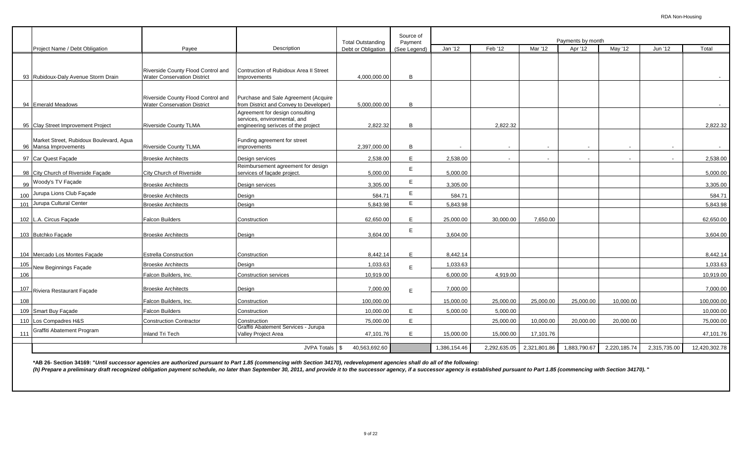| | Project Name / Debt Obligation | Payee | Description | Total Outstanding Debt or Obligation | Source of Payment (See Legend) | Payments by month | | | | | | |
|---|---|---|---|---|---|---|---|---|---|---|---|---|
| | | | | | | Jan '12 | Feb '12 | Mar '12 | Apr '12 | May '12 | Jun '12 | Total |
| 93 | Rubidoux-Daly Avenue Storm Drain | Riverside County Flood Control and Water Conservation District | Contruction of Rubidoux Area II Street Improvements | 4,000,000.00 | B | | | | | | | - |
| 94 | Emerald Meadows | Riverside County Flood Control and Water Conservation District | Purchase and Sale Agreement (Acquire from District and Convey to Developer) | 5,000,000.00 | B | | | | | | | - |
| 95 | Clay Street Improvement Project | Riverside County TLMA | Agreement for design consulting services, environmental, and engineering serivces of the project | 2,822.32 | B | | 2,822.32 | | | | | 2,822.32 |
| 96 | Market Street, Rubidoux Boulevard, Agua Mansa Improvements | Riverside County TLMA | Funding agreement for street improvements | 2,397,000.00 | B | - | - | - | - | - | - | - |
| 97 | Car Quest Façade | Broeske Architects | Design services | 2,538.00 | E | 2,538.00 | - | - | - | - | - | 2,538.00 |
| 98 | City Church of Riverside Façade | City Church of Riverside | Reimbursement agreement for design services of façade project. | 5,000.00 | E | 5,000.00 | | | | | | 5,000.00 |
| 99 | Woody's TV Façade | Broeske Architects | Design services | 3,305.00 | E | 3,305.00 | | | | | | 3,305.00 |
| 100 | Jurupa Lions Club Façade | Broeske Architects | Design | 584.71 | E | 584.71 | | | | | | 584.71 |
| 101 | Jurupa Cultural Center | Broeske Architects | Design | 5,843.98 | E | 5,843.98 | | | | | | 5,843.98 |
| 102 | L.A. Circus Façade | Falcon Builders | Construction | 62,650.00 | E | 25,000.00 | 30,000.00 | 7,650.00 | | | | 62,650.00 |
| 103 | Butchko Façade | Broeske Architects | Design | 3,604.00 | E | 3,604.00 | | | | | | 3,604.00 |
| 104 | Mercado Los Montes Façade | Estrella Construction | Construction | 8,442.14 | E | 8,442.14 | | | | | | 8,442.14 |
| 105 | New Beginnings Façade | Broeske Architects | Design | 1,033.63 | E | 1,033.63 | | | | | | 1,033.63 |
| 106 | | Falcon Builders, Inc. | Construction services | 10,919.00 | | 6,000.00 | 4,919.00 | | | | | 10,919.00 |
| 107 | Riviera Restaurant Façade | Broeske Architects | Design | 7,000.00 | E | 7,000.00 | | | | | | 7,000.00 |
| 108 | | Falcon Builders, Inc. | Construction | 100,000.00 | | 15,000.00 | 25,000.00 | 25,000.00 | 25,000.00 | 10,000.00 | | 100,000.00 |
| 109 | Smart Buy Façade | Falcon Builders | Construction | 10,000.00 | E | 5,000.00 | 5,000.00 | | | | | 10,000.00 |
| 110 | Los Compadres H&S | Construction Contractor | Construction | 75,000.00 | E | | 25,000.00 | 10,000.00 | 20,000.00 | 20,000.00 | | 75,000.00 |
| 111 | Graffiti Abatement Program | Inland Tri Tech | Graffiti Abatement Services - Jurupa Valley Project Area | 47,101.76 | E | 15,000.00 | 15,000.00 | 17,101.76 | | | | 47,101.76 |
| | | | JVPA Totals | $ 40,563,692.60 | | 1,386,154.46 | 2,292,635.05 | 2,321,801.86 | 1,883,790.67 | 2,220,185.74 | 2,315,735.00 | 12,420,302.78 |

***AB 26- Section 34169: "*Until successor agencies are authorized pursuant to Part 1.85 (commencing with Section 34170), redevelopment agencies shall do all of the following:***
***(h) Prepare a preliminary draft recognized obligation payment schedule, no later than September 30, 2011, and provide it to the successor agency, if a successor agency is established pursuant to Part 1.85 (commencing with Section 34170).* "**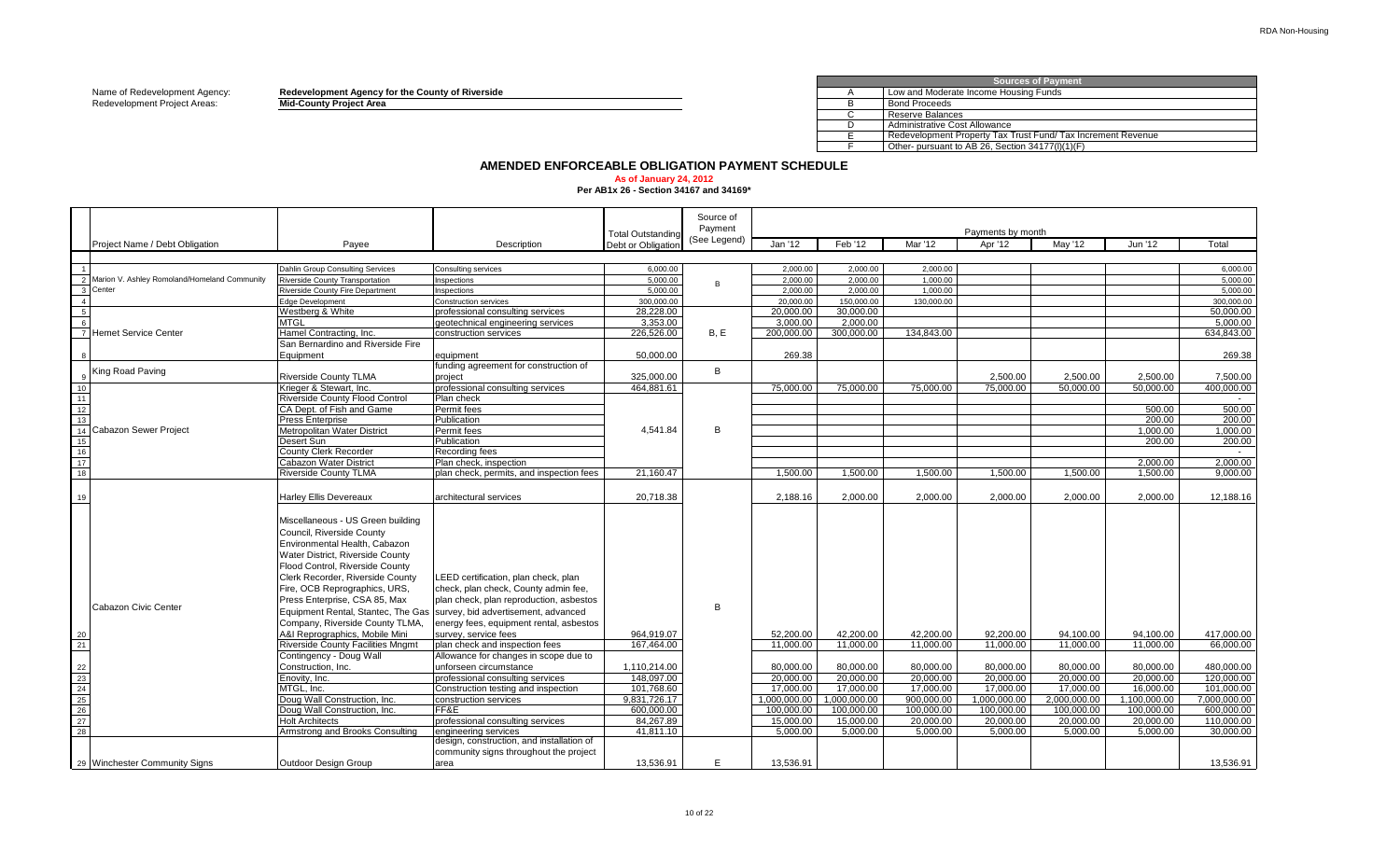Name of Redevelopment Agency: **Redevelopment Agency for the County of Riverside**
Redevelopment Project Areas: **Mid-County Project Area**

| Sources of Payment | |
|---|---|
| A | Low and Moderate Income Housing Funds |
| B | Bond Proceeds |
| C | Reserve Balances |
| D | Administrative Cost Allowance |
| E | Redevelopment Property Tax Trust Fund/ Tax Increment Revenue |
| F | Other- pursuant to AB 26, Section 34177(l)(1)(F) |

# AMENDED ENFORCEABLE OBLIGATION PAYMENT SCHEDULE

**As of January 24, 2012**

**Per AB1x 26 - Section 34167 and 34169***

| | Project Name / Debt Obligation | Payee | Description | Total Outstanding Debt or Obligation | Source of Payment (See Legend) | Payments by month | | | | | | |
|---|---|---|---|---|---|---|---|---|---|---|---|---|
| | | | | | | Jan '12 | Feb '12 | Mar '12 | Apr '12 | May '12 | Jun '12 | Total |
| 1 | Marion V. Ashley Romoland/Homeland Community Center | Dahlin Group Consulting Services | Consulting services | 6,000.00 | B | 2,000.00 | 2,000.00 | 2,000.00 | | | | 6,000.00 |
| 2 | | Riverside County Transportation | Inspections | 5,000.00 | | 2,000.00 | 2,000.00 | 1,000.00 | | | | 5,000.00 |
| 3 | | Riverside County Fire Department | Inspections | 5,000.00 | | 2,000.00 | 2,000.00 | 1,000.00 | | | | 5,000.00 |
| 4 | | Edge Development | Construction services | 300,000.00 | | 20,000.00 | 150,000.00 | 130,000.00 | | | | 300,000.00 |
| 5 | | Westberg & White | professional consulting services | 28,228.00 | | 20,000.00 | 30,000.00 | | | | | 50,000.00 |
| 6 | | MTGL | geotechnical engineering services | 3,353.00 | | 3,000.00 | 2,000.00 | | | | | 5,000.00 |
| 7 | Hemet Service Center | Hamel Contracting, Inc. | construction services | 226,526.00 | B, E | 200,000.00 | 300,000.00 | 134,843.00 | | | | 634,843.00 |
| 8 | | San Bernardino and Riverside Fire Equipment | equipment | 50,000.00 | | 269.38 | | | | | | 269.38 |
| 9 | King Road Paving | Riverside County TLMA | funding agreement for construction of project | 325,000.00 | B | | | | 2,500.00 | 2,500.00 | 2,500.00 | 7,500.00 |
| 10 | Cabazon Sewer Project | Krieger & Stewart, Inc. | professional consulting services | 464,881.61 | B | 75,000.00 | 75,000.00 | 75,000.00 | 75,000.00 | 50,000.00 | 50,000.00 | 400,000.00 |
| 11 | | Riverside County Flood Control | Plan check | 4,541.84 | | | | | | | | - |
| 12 | | CA Dept. of Fish and Game | Permit fees | | | | | | | | 500.00 | 500.00 |
| 13 | | Press Enterprise | Publication | | | | | | | | 200.00 | 200.00 |
| 14 | | Metropolitan Water District | Permit fees | | | | | | | | 1,000.00 | 1,000.00 |
| 15 | | Desert Sun | Publication | | | | | | | | 200.00 | 200.00 |
| 16 | | County Clerk Recorder | Recording fees | | | | | | | | | - |
| 17 | | Cabazon Water District | Plan check, inspection | | | | | | | | 2,000.00 | 2,000.00 |
| 18 | | Riverside County TLMA | plan check, permits, and inspection fees | 21,160.47 | | 1,500.00 | 1,500.00 | 1,500.00 | 1,500.00 | 1,500.00 | 1,500.00 | 9,000.00 |
| 19 | Cabazon Civic Center | Harley Ellis Devereaux | architectural services | 20,718.38 | B | 2,188.16 | 2,000.00 | 2,000.00 | 2,000.00 | 2,000.00 | 2,000.00 | 12,188.16 |
| 20 | | Miscellaneous - US Green building Council, Riverside County Environmental Health, Cabazon Water District, Riverside County Flood Control, Riverside County Clerk Recorder, Riverside County Fire, OCB Reprographics, URS, Press Enterprise, CSA 85, Max Equipment Rental, Stantec, The Gas Company, Riverside County TLMA, A&I Reprographics, Mobile Mini | LEED certification, plan check, plan check, plan check, County admin fee, plan check, plan reproduction, asbestos survey, bid advertisement, advanced energy fees, equipment rental, asbestos survey, service fees | 964,919.07 | | 52,200.00 | 42,200.00 | 42,200.00 | 92,200.00 | 94,100.00 | 94,100.00 | 417,000.00 |
| 21 | | Riverside County Facilities Mngmt | plan check and inspection fees | 167,464.00 | | 11,000.00 | 11,000.00 | 11,000.00 | 11,000.00 | 11,000.00 | 11,000.00 | 66,000.00 |
| 22 | | Contingency - Doug Wall Construction, Inc. | Allowance for changes in scope due to unforseen circumstance | 1,110,214.00 | | 80,000.00 | 80,000.00 | 80,000.00 | 80,000.00 | 80,000.00 | 80,000.00 | 480,000.00 |
| 23 | | Enovity, Inc. | professional consulting services | 148,097.00 | | 20,000.00 | 20,000.00 | 20,000.00 | 20,000.00 | 20,000.00 | 20,000.00 | 120,000.00 |
| 24 | | MTGL, Inc. | Construction testing and inspection | 101,768.60 | | 17,000.00 | 17,000.00 | 17,000.00 | 17,000.00 | 17,000.00 | 16,000.00 | 101,000.00 |
| 25 | | Doug Wall Construction, Inc. | construction services | 9,831,726.17 | | 1,000,000.00 | 1,000,000.00 | 900,000.00 | 1,000,000.00 | 2,000,000.00 | 1,100,000.00 | 7,000,000.00 |
| 26 | | Doug Wall Construction, Inc. | FF&E | 600,000.00 | | 100,000.00 | 100,000.00 | 100,000.00 | 100,000.00 | 100,000.00 | 100,000.00 | 600,000.00 |
| 27 | | Holt Architects | professional consulting services | 84,267.89 | | 15,000.00 | 15,000.00 | 20,000.00 | 20,000.00 | 20,000.00 | 20,000.00 | 110,000.00 |
| 28 | | Armstrong and Brooks Consulting | engineering services | 41,811.10 | | 5,000.00 | 5,000.00 | 5,000.00 | 5,000.00 | 5,000.00 | 5,000.00 | 30,000.00 |
| 29 | Winchester Community Signs | Outdoor Design Group | design, construction, and installation of community signs throughout the project area | 13,536.91 | E | 13,536.91 | | | | | | 13,536.91 |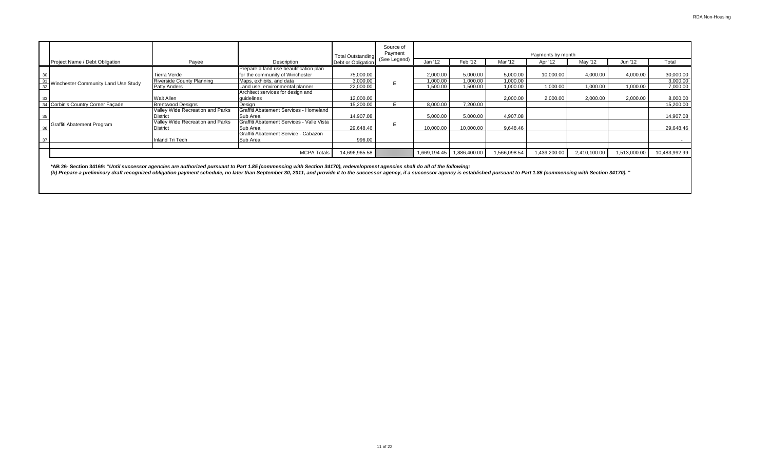| | Project Name / Debt Obligation | Payee | Description | Total Outstanding Debt or Obligation | Source of Payment (See Legend) | Payments by month | | | | | | |
|---|---|---|---|---|---|---|---|---|---|---|---|---|
| | | | | | | Jan '12 | Feb '12 | Mar '12 | Apr '12 | May '12 | Jun '12 | Total |
| 30 | Winchester Community Land Use Study | Tierra Verde | Prepare a land use beautification plan for the community of Winchester | 75,000.00 | E | 2,000.00 | 5,000.00 | 5,000.00 | 10,000.00 | 4,000.00 | 4,000.00 | 30,000.00 |
| 31 | | Riverside County Planning | Maps, exhibits, and data | 3,000.00 | | 1,000.00 | 1,000.00 | 1,000.00 | | | | 3,000.00 |
| 32 | | Patty Anders | Land use, environmental planner | 22,000.00 | | 1,500.00 | 1,500.00 | 1,000.00 | 1,000.00 | 1,000.00 | 1,000.00 | 7,000.00 |
| 33 | | Walt Allen | Architect services for design and guidelines | 12,000.00 | | | | 2,000.00 | 2,000.00 | 2,000.00 | 2,000.00 | 8,000.00 |
| 34 | Corbin's Country Corner Façade | Brentwood Designs | Design | 15,200.00 | E | 8,000.00 | 7,200.00 | | | | | 15,200.00 |
| 35 | Graffiti Abatement Program | Valley Wide Recreation and Parks District | Graffiti Abatement Services - Homeland Sub Area | 14,907.08 | E | 5,000.00 | 5,000.00 | 4,907.08 | | | | 14,907.08 |
| 36 | | Valley Wide Recreation and Parks District | Graffiti Abatement Services - Valle Vista Sub Area | 29,648.46 | | 10,000.00 | 10,000.00 | 9,648.46 | | | | 29,648.46 |
| 37 | | Inland Tri Tech | Graffiti Abatement Service - Cabazon Sub Area | 996.00 | | | | | | | | - |
| | | | MCPA Totals | 14,696,965.58 | | 1,669,194.45 | 1,886,400.00 | 1,566,098.54 | 1,439,200.00 | 2,410,100.00 | 1,513,000.00 | 10,483,992.99 |

***AB 26- Section 34169: "*Until successor agencies are authorized pursuant to Part 1.85 (commencing with Section 34170), redevelopment agencies shall do all of the following:***

***(h) Prepare a preliminary draft recognized obligation payment schedule, no later than September 30, 2011, and provide it to the successor agency, if a successor agency is established pursuant to Part 1.85 (commencing with Section 34170). "***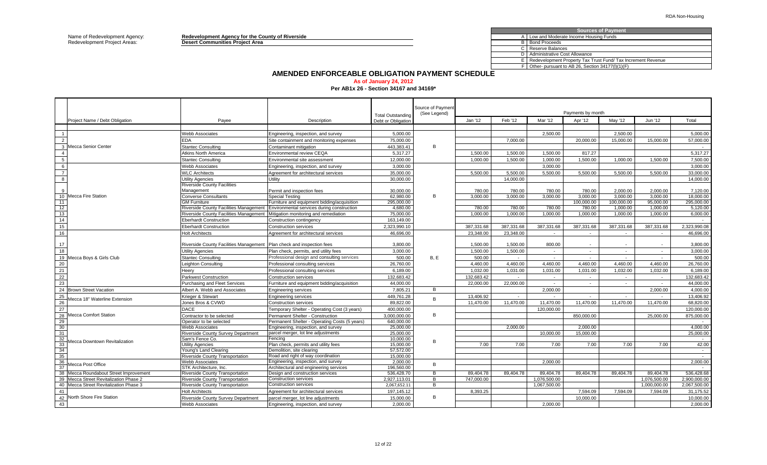RDA Non-Housing

Name of Redevelopment Agency: **Redevelopment Agency for the County of Riverside**
Redevelopment Project Areas: **Desert Communities Project Area**

| Sources of Payment | |
|---|---|
| A | Low and Moderate Income Housing Funds |
| B | Bond Proceeds |
| C | Reserve Balances |
| D | Administrative Cost Allowance |
| E | Redevelopment Property Tax Trust Fund/ Tax Increment Revenue |
| F | Other- pursuant to AB 26, Section 34177(l)(1)(F) |

# AMENDED ENFORCEABLE OBLIGATION PAYMENT SCHEDULE

**As of January 24, 2012**

**Per AB1x 26 - Section 34167 and 34169***

| | Project Name / Debt Obligation | Payee | Description | Total Outstanding Debt or Obligation | Source of Payment (See Legend) | Payments by month | | | | | | |
|---|---|---|---|---|---|---|---|---|---|---|---|---|
| | | | | | | Jan '12 | Feb '12 | Mar '12 | Apr '12 | May '12 | Jun '12 | Total |
| 1 | | Webb Associates | Engineering, inspection, and survey | 5,000.00 | | | | 2,500.00 | | 2,500.00 | | 5,000.00 |
| 2 | | EDA | Site containment and monitoring expenses | 75,000.00 | | | 7,000.00 | | 20,000.00 | 15,000.00 | 15,000.00 | 57,000.00 |
| 3 | Mecca Senior Center | Stantec Consulting | Contaminant mitigation | 443,383.41 | B | | | | | | | - |
| 4 | | Atkins North America | Environmental review CEQA | 5,317.27 | | 1,500.00 | 1,500.00 | 1,500.00 | 817.27 | | | 5,317.27 |
| 5 | | Stantec Consulting | Environmental site assessment | 12,000.00 | | 1,000.00 | 1,500.00 | 1,000.00 | 1,500.00 | 1,000.00 | 1,500.00 | 7,500.00 |
| 6 | | Webb Associates | Engineering, inspection, and survey | 3,000.00 | | | | 3,000.00 | | | | 3,000.00 |
| 7 | | WLC Architects | Agreement for architectural services | 35,000.00 | | 5,500.00 | 5,500.00 | 5,500.00 | 5,500.00 | 5,500.00 | 5,500.00 | 33,000.00 |
| 8 | | Utility Agencies | Utility | 30,000.00 | | | 14,000.00 | | | | | 14,000.00 |
| 9 | | Riverside County Facilities Management | Permit and inspection fees | 30,000.00 | | 780.00 | 780.00 | 780.00 | 780.00 | 2,000.00 | 2,000.00 | 7,120.00 |
| 10 | Mecca Fire Station | Converse Consultants | Special Testing | 62,980.00 | B | 3,000.00 | 3,000.00 | 3,000.00 | 3,000.00 | 3,000.00 | 3,000.00 | 18,000.00 |
| 11 | | GM Furniture | Furniture and equipment bidding/acquisition | 295,000.00 | | | | | 100,000.00 | 100,000.00 | 95,000.00 | 295,000.00 |
| 12 | | Riverside County Facilities Management | Environmental services during construction | 4,680.00 | | 780.00 | 780.00 | 780.00 | 780.00 | 1,000.00 | 1,000.00 | 5,120.00 |
| 13 | | Riverside County Facilities Management | Mitigation monitoring and remediation | 75,000.00 | | 1,000.00 | 1,000.00 | 1,000.00 | 1,000.00 | 1,000.00 | 1,000.00 | 6,000.00 |
| 14 | | Eberhardt Construction | Construction contingency | 163,149.00 | | | | | | | | - |
| 15 | | Eberhardt Construction | Construction services | 2,323,990.10 | | 387,331.68 | 387,331.68 | 387,331.68 | 387,331.68 | 387,331.68 | 387,331.68 | 2,323,990.08 |
| 16 | | Holt Architects | Agreement for architectural services | 46,696.00 | | 23,348.00 | 23,348.00 | - | - | - | - | 46,696.00 |
| 17 | | Riverside County Facilities Management | Plan check and inspection fees | 3,800.00 | | 1,500.00 | 1,500.00 | 800.00 | - | - | - | 3,800.00 |
| 18 | | Utility Agencies | Plan check, permits, and utility fees | 3,000.00 | | 1,500.00 | 1,500.00 | - | - | - | - | 3,000.00 |
| 19 | Mecca Boys & Girls Club | Stantec Consulting | Professional design and consulting services | 500.00 | B, E | 500.00 | - | - | - | - | - | 500.00 |
| 20 | | Leighton Consulting | Professional consulting services | 26,760.00 | | 4,460.00 | 4,460.00 | 4,460.00 | 4,460.00 | 4,460.00 | 4,460.00 | 26,760.00 |
| 21 | | Heery | Professional consulting services | 6,189.00 | | 1,032.00 | 1,031.00 | 1,031.00 | 1,031.00 | 1,032.00 | 1,032.00 | 6,189.00 |
| 22 | | Parkwest Construction | Construction services | 132,683.42 | | 132,683.42 | - | - | - | - | - | 132,683.42 |
| 23 | | Purchasing and Fleet Services | Furniture and equipment bidding/acquisition | 44,000.00 | | 22,000.00 | 22,000.00 | - | - | - | - | 44,000.00 |
| 24 | Brown Street Vacation | Albert A. Webb and Associates | Engineering services | 7,805.21 | B | | | 2,000.00 | | | 2,000.00 | 4,000.00 |
| 25 | Mecca 18" Waterline Extension | Krieger & Stewart | Engineering services | 449,761.28 | B | 13,406.92 | - | - | - | - | - | 13,406.92 |
| 26 | | Jones Bros & CVWD | Construction services | 89,822.00 | | 11,470.00 | 11,470.00 | 11,470.00 | 11,470.00 | 11,470.00 | 11,470.00 | 68,820.00 |
| 27 | | DACE | Temporary Shelter - Operating Cost (3 years) | 400,000.00 | | | | 120,000.00 | | | | 120,000.00 |
| 28 | Mecca Comfort Station | Contractor to be selected | Permanent Shelter - Construction | 3,000,000.00 | B | | | | 850,000.00 | | 25,000.00 | 875,000.00 |
| 29 | | Operator to be selected | Permanent Shelter - Operating Costs (5 years) | 640,000.00 | | | | | | | | |
| 30 | | Webb Associates | Engineering, inspection, and survey | 25,000.00 | | | 2,000.00 | | 2,000.00 | | | 4,000.00 |
| 31 | | Riverside County Survey Department | parcel merger, lot line adjustments | 25,000.00 | | | | 10,000.00 | 15,000.00 | | | 25,000.00 |
| 32 | Mecca Downtown Revitalization | Sam's Fence Co. | Fencing | 10,000.00 | B | | | | | | | - |
| 33 | | Utility Agencies | Plan check, permits and utility fees | 15,000.00 | | 7.00 | 7.00 | 7.00 | 7.00 | 7.00 | 7.00 | 42.00 |
| 34 | | Young's Land Clearing | Demolition, site clearing | 57,572.00 | | | | | | | | - |
| 35 | | Riverside County Transportation | Road and right of way coordination | 15,000.00 | | | | | | | | - |
| 36 | Mecca Post Office | Webb Associates | Engineering, inspection, and survey | 2,000.00 | B | | | 2,000.00 | | | | 2,000.00 |
| 37 | | STK Architecture, Inc. | Architectural and engineering services | 196,560.00 | | | | | | | | - |
| 38 | Mecca Roundabout Street Improvement | Riverside County Transportation | Design and construction services | 536,428.70 | B | 89,404.78 | 89,404.78 | 89,404.78 | 89,404.78 | 89,404.78 | 89,404.78 | 536,428.68 |
| 39 | Mecca Street Revitalization Phase 2 | Riverside County Transportation | Construction services | 2,927,113.01 | B | 747,000.00 | | 1,076,500.00 | | | 1,076,500.00 | 2,900,000.00 |
| 40 | Mecca Street Revitalization Phase 3 | Riverside County Transportation | Construction services | 2,067,652.11 | B | | | 1,067,500.00 | | | 1,000,000.00 | 2,067,500.00 |
| 41 | | Holt Architects | Agreement for architectural services | 197,145.12 | | 8,393.25 | | | 7,594.09 | 7,594.09 | 7,594.09 | 31,175.52 |
| 42 | North Shore Fire Station | Riverside County Survey Department | parcel merger, lot line adjustments | 15,000.00 | B | | | | 10,000.00 | | | 10,000.00 |
| 43 | | Webb Associates | Engineering, inspection, and survey | 2,000.00 | | | | 2,000.00 | | | | 2,000.00 |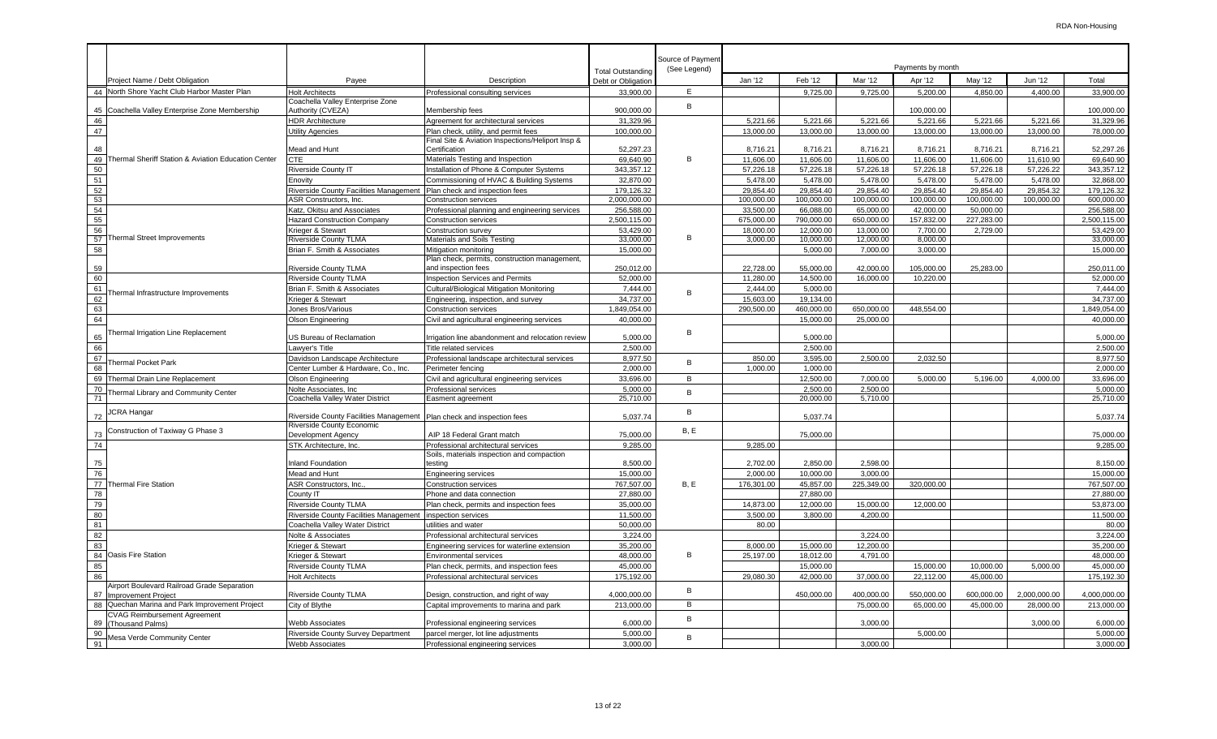|  | Project Name / Debt Obligation | Payee | Description | Total Outstanding Debt or Obligation | Source of Payment (See Legend) | Payments by month |  |  |  |  |  |  |
|---|---|---|---|---|---|---|---|---|---|---|---|---|
|  |  |  |  |  |  | Jan '12 | Feb '12 | Mar '12 | Apr '12 | May '12 | Jun '12 | Total |
| 44 | North Shore Yacht Club Harbor Master Plan | Holt Architects | Professional consulting services | 33,900.00 | E |  | 9,725.00 | 9,725.00 | 5,200.00 | 4,850.00 | 4,400.00 | 33,900.00 |
| 45 | Coachella Valley Enterprise Zone Membership | Coachella Valley Enterprise Zone Authority (CVEZA) | Membership fees | 900,000.00 | B |  |  |  | 100,000.00 |  |  | 100,000.00 |
| 46 | Thermal Sheriff Station & Aviation Education Center | HDR Architecture | Agreement for architectural services | 31,329.96 | B | 5,221.66 | 5,221.66 | 5,221.66 | 5,221.66 | 5,221.66 | 5,221.66 | 31,329.96 |
| 47 |  | Utility Agencies | Plan check, utility, and permit fees | 100,000.00 |  | 13,000.00 | 13,000.00 | 13,000.00 | 13,000.00 | 13,000.00 | 13,000.00 | 78,000.00 |
| 48 |  | Mead and Hunt | Final Site & Aviation Inspections/Heliport Insp & Certification | 52,297.23 |  | 8,716.21 | 8,716.21 | 8,716.21 | 8,716.21 | 8,716.21 | 8,716.21 | 52,297.26 |
| 49 |  | CTE | Materials Testing and Inspection | 69,640.90 |  | 11,606.00 | 11,606.00 | 11,606.00 | 11,606.00 | 11,606.00 | 11,610.90 | 69,640.90 |
| 50 |  | Riverside County IT | Installation of Phone & Computer Systems | 343,357.12 |  | 57,226.18 | 57,226.18 | 57,226.18 | 57,226.18 | 57,226.18 | 57,226.22 | 343,357.12 |
| 51 |  | Enovity | Commissioning of HVAC & Building Systems | 32,870.00 |  | 5,478.00 | 5,478.00 | 5,478.00 | 5,478.00 | 5,478.00 | 5,478.00 | 32,868.00 |
| 52 |  | Riverside County Facilities Management | Plan check and inspection fees | 179,126.32 |  | 29,854.40 | 29,854.40 | 29,854.40 | 29,854.40 | 29,854.40 | 29,854.32 | 179,126.32 |
| 53 |  | ASR Constructors, Inc. | Construction services | 2,000,000.00 |  | 100,000.00 | 100,000.00 | 100,000.00 | 100,000.00 | 100,000.00 | 100,000.00 | 600,000.00 |
| 54 | Thermal Street Improvements | Katz, Okitsu and Associates | Professional planning and engineering services | 256,588.00 | B | 33,500.00 | 66,088.00 | 65,000.00 | 42,000.00 | 50,000.00 |  | 256,588.00 |
| 55 |  | Hazard Construction Company | Construction services | 2,500,115.00 |  | 675,000.00 | 790,000.00 | 650,000.00 | 157,832.00 | 227,283.00 |  | 2,500,115.00 |
| 56 |  | Krieger & Stewart | Construction survey | 53,429.00 |  | 18,000.00 | 12,000.00 | 13,000.00 | 7,700.00 | 2,729.00 |  | 53,429.00 |
| 57 |  | Riverside County TLMA | Materials and Soils Testing | 33,000.00 |  | 3,000.00 | 10,000.00 | 12,000.00 | 8,000.00 |  |  | 33,000.00 |
| 58 |  | Brian F. Smith & Associates | Mitigation monitoring | 15,000.00 |  |  | 5,000.00 | 7,000.00 | 3,000.00 |  |  | 15,000.00 |
| 59 |  | Riverside County TLMA | Plan check, permits, construction management, and inspection fees | 250,012.00 |  | 22,728.00 | 55,000.00 | 42,000.00 | 105,000.00 | 25,283.00 |  | 250,011.00 |
| 60 | Thermal Infrastructure Improvements | Riverside County TLMA | Inspection Services and Permits | 52,000.00 | B | 11,280.00 | 14,500.00 | 16,000.00 | 10,220.00 |  |  | 52,000.00 |
| 61 |  | Brian F. Smith & Associates | Cultural/Biological Mitigation Monitoring | 7,444.00 |  | 2,444.00 | 5,000.00 |  |  |  |  | 7,444.00 |
| 62 |  | Krieger & Stewart | Engineering, inspection, and survey | 34,737.00 |  | 15,603.00 | 19,134.00 |  |  |  |  | 34,737.00 |
| 63 |  | Jones Bros/Various | Construction services | 1,849,054.00 |  | 290,500.00 | 460,000.00 | 650,000.00 | 448,554.00 |  |  | 1,849,054.00 |
| 64 | Thermal Irrigation Line Replacement | Olson Engineering | Civil and agricultural engineering services | 40,000.00 | B |  | 15,000.00 | 25,000.00 |  |  |  | 40,000.00 |
| 65 |  | US Bureau of Reclamation | Irrigation line abandonment and relocation review | 5,000.00 |  |  | 5,000.00 |  |  |  |  | 5,000.00 |
| 66 |  | Lawyer's Title | Title related services | 2,500.00 |  |  | 2,500.00 |  |  |  |  | 2,500.00 |
| 67 | Thermal Pocket Park | Davidson Landscape Architecture | Professional landscape architectural services | 8,977.50 | B | 850.00 | 3,595.00 | 2,500.00 | 2,032.50 |  |  | 8,977.50 |
| 68 |  | Center Lumber & Hardware, Co., Inc. | Perimeter fencing | 2,000.00 |  | 1,000.00 | 1,000.00 |  |  |  |  | 2,000.00 |
| 69 | Thermal Drain Line Replacement | Olson Engineering | Civil and agricultural engineering services | 33,696.00 | B |  | 12,500.00 | 7,000.00 | 5,000.00 | 5,196.00 | 4,000.00 | 33,696.00 |
| 70 | Thermal Library and Community Center | Nolte Associates, Inc | Professional services | 5,000.00 | B |  | 2,500.00 | 2,500.00 |  |  |  | 5,000.00 |
| 71 |  | Coachella Valley Water District | Easment agreement | 25,710.00 |  |  | 20,000.00 | 5,710.00 |  |  |  | 25,710.00 |
| 72 | JCRA Hangar | Riverside County Facilities Management | Plan check and inspection fees | 5,037.74 | B |  | 5,037.74 |  |  |  |  | 5,037.74 |
| 73 | Construction of Taxiway G Phase 3 | Riverside County Economic Development Agency | AIP 18 Federal Grant match | 75,000.00 | B, E |  | 75,000.00 |  |  |  |  | 75,000.00 |
| 74 | Thermal Fire Station | STK Architecture, Inc. | Professional architectural services | 9,285.00 | B, E | 9,285.00 |  |  |  |  |  | 9,285.00 |
| 75 |  | Inland Foundation | Soils, materials inspection and compaction testing | 8,500.00 |  | 2,702.00 | 2,850.00 | 2,598.00 |  |  |  | 8,150.00 |
| 76 |  | Mead and Hunt | Engineering services | 15,000.00 |  | 2,000.00 | 10,000.00 | 3,000.00 |  |  |  | 15,000.00 |
| 77 |  | ASR Constructors, Inc., | Construction services | 767,507.00 |  | 176,301.00 | 45,857.00 | 225,349.00 | 320,000.00 |  |  | 767,507.00 |
| 78 |  | County IT | Phone and data connection | 27,880.00 |  |  | 27,880.00 |  |  |  |  | 27,880.00 |
| 79 |  | Riverside County TLMA | Plan check, permits and inspection fees | 35,000.00 |  | 14,873.00 | 12,000.00 | 15,000.00 | 12,000.00 |  |  | 53,873.00 |
| 80 |  | Riverside County Facilities Management | inspection services | 11,500.00 |  | 3,500.00 | 3,800.00 | 4,200.00 |  |  |  | 11,500.00 |
| 81 |  | Coachella Valley Water District | utilities and water | 50,000.00 |  | 80.00 |  |  |  |  |  | 80.00 |
| 82 | Oasis Fire Station | Nolte & Associates | Professional architectural services | 3,224.00 | B |  |  | 3,224.00 |  |  |  | 3,224.00 |
| 83 |  | Krieger & Stewart | Engineering services for waterline extension | 35,200.00 |  | 8,000.00 | 15,000.00 | 12,200.00 |  |  |  | 35,200.00 |
| 84 |  | Krieger & Stewart | Environmental services | 48,000.00 |  | 25,197.00 | 18,012.00 | 4,791.00 |  |  |  | 48,000.00 |
| 85 |  | Riverside County TLMA | Plan check, permits, and inspection fees | 45,000.00 |  |  | 15,000.00 |  | 15,000.00 | 10,000.00 | 5,000.00 | 45,000.00 |
| 86 |  | Holt Architects | Professional architectural services | 175,192.00 |  | 29,080.30 | 42,000.00 | 37,000.00 | 22,112.00 | 45,000.00 |  | 175,192.30 |
| 87 | Airport Boulevard Railroad Grade Separation Improvement Project | Riverside County TLMA | Design, construction, and right of way | 4,000,000.00 | B |  | 450,000.00 | 400,000.00 | 550,000.00 | 600,000.00 | 2,000,000.00 | 4,000,000.00 |
| 88 | Quechan Marina and Park Improvement Project | City of Blythe | Capital improvements to marina and park | 213,000.00 | B |  |  | 75,000.00 | 65,000.00 | 45,000.00 | 28,000.00 | 213,000.00 |
| 89 | CVAG Reimbursement Agreement (Thousand Palms) | Webb Associates | Professional engineering services | 6,000.00 | B |  |  | 3,000.00 |  |  | 3,000.00 | 6,000.00 |
| 90 | Mesa Verde Community Center | Riverside County Survey Department | parcel merger, lot line adjustments | 5,000.00 | B |  |  |  | 5,000.00 |  |  | 5,000.00 |
| 91 |  | Webb Associates | Professional engineering services | 3,000.00 |  |  |  | 3,000.00 |  |  |  | 3,000.00 |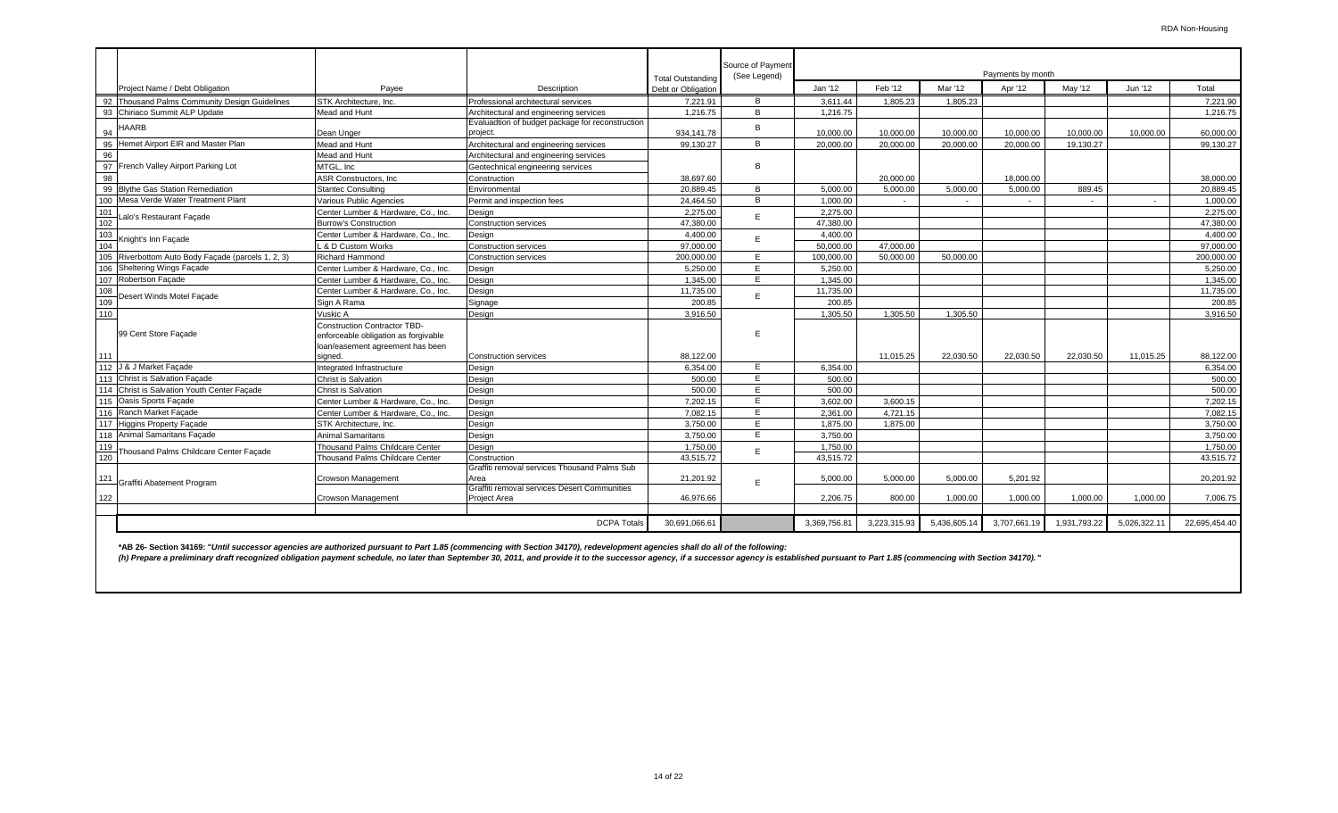| | Project Name / Debt Obligation | Payee | Description | Total Outstanding Debt or Obligation | Source of Payment (See Legend) | Payments by month | | | | | | |
|---|---|---|---|---|---|---|---|---|---|---|---|---|
| | | | | | | Jan '12 | Feb '12 | Mar '12 | Apr '12 | May '12 | Jun '12 | Total |
| 92 | Thousand Palms Community Design Guidelines | STK Architecture, Inc. | Professional architectural services | 7,221.91 | B | 3,611.44 | 1,805.23 | 1,805.23 | | | | 7,221.90 |
| 93 | Chiriaco Summit ALP Update | Mead and Hunt | Architectural and engineering services | 1,216.75 | B | 1,216.75 | | | | | | 1,216.75 |
| 94 | HAARB | Dean Unger | Evaluadtion of budget package for reconstruction project. | 934,141.78 | B | 10,000.00 | 10,000.00 | 10,000.00 | 10,000.00 | 10,000.00 | 10,000.00 | 60,000.00 |
| 95 | Hemet Airport EIR and Master Plan | Mead and Hunt | Architectural and engineering services | 99,130.27 | B | 20,000.00 | 20,000.00 | 20,000.00 | 20,000.00 | 19,130.27 | | 99,130.27 |
| 96 | French Valley Airport Parking Lot | Mead and Hunt | Architectural and engineering services | | B | | | | | | | |
| 97 | | MTGL, Inc | Geotechnical engineering services | | | | | | | | | |
| 98 | | ASR Constructors, Inc | Construction | 38,697.60 | | | 20,000.00 | | 18,000.00 | | | 38,000.00 |
| 99 | Blythe Gas Station Remediation | Stantec Consulting | Environmental | 20,889.45 | B | 5,000.00 | 5,000.00 | 5,000.00 | 5,000.00 | 889.45 | | 20,889.45 |
| 100 | Mesa Verde Water Treatment Plant | Various Public Agencies | Permit and inspection fees | 24,464.50 | B | 1,000.00 | - | - | - | - | - | 1,000.00 |
| 101 | Lalo's Restaurant Façade | Center Lumber & Hardware, Co., Inc. | Design | 2,275.00 | E | 2,275.00 | | | | | | 2,275.00 |
| 102 | | Burrow's Construction | Construction services | 47,380.00 | | 47,380.00 | | | | | | 47,380.00 |
| 103 | Knight's Inn Façade | Center Lumber & Hardware, Co., Inc. | Design | 4,400.00 | E | 4,400.00 | | | | | | 4,400.00 |
| 104 | | L & D Custom Works | Construction services | 97,000.00 | | 50,000.00 | 47,000.00 | | | | | 97,000.00 |
| 105 | Riverbottom Auto Body Façade (parcels 1, 2, 3) | Richard Hammond | Construction services | 200,000.00 | E | 100,000.00 | 50,000.00 | 50,000.00 | | | | 200,000.00 |
| 106 | Sheltering Wings Façade | Center Lumber & Hardware, Co., Inc. | Design | 5,250.00 | E | 5,250.00 | | | | | | 5,250.00 |
| 107 | Robertson Façade | Center Lumber & Hardware, Co., Inc. | Design | 1,345.00 | E | 1,345.00 | | | | | | 1,345.00 |
| 108 | Desert Winds Motel Façade | Center Lumber & Hardware, Co., Inc. | Design | 11,735.00 | E | 11,735.00 | | | | | | 11,735.00 |
| 109 | | Sign A Rama | Signage | 200.85 | | 200.85 | | | | | | 200.85 |
| 110 | 99 Cent Store Façade | Vuskic A | Design | 3,916.50 | E | 1,305.50 | 1,305.50 | 1,305.50 | | | | 3,916.50 |
| 111 | | Construction Contractor TBD- enforceable obligation as forgivable loan/easement agreement has been signed. | Construction services | 88,122.00 | | | 11,015.25 | 22,030.50 | 22,030.50 | 22,030.50 | 11,015.25 | 88,122.00 |
| 112 | J & J Market Façade | Integrated Infrastructure | Design | 6,354.00 | E | 6,354.00 | | | | | | 6,354.00 |
| 113 | Christ is Salvation Façade | Christ is Salvation | Design | 500.00 | E | 500.00 | | | | | | 500.00 |
| 114 | Christ is Salvation Youth Center Façade | Christ is Salvation | Design | 500.00 | E | 500.00 | | | | | | 500.00 |
| 115 | Oasis Sports Façade | Center Lumber & Hardware, Co., Inc. | Design | 7,202.15 | E | 3,602.00 | 3,600.15 | | | | | 7,202.15 |
| 116 | Ranch Market Façade | Center Lumber & Hardware, Co., Inc. | Design | 7,082.15 | E | 2,361.00 | 4,721.15 | | | | | 7,082.15 |
| 117 | Higgins Property Façade | STK Architecture, Inc. | Design | 3,750.00 | E | 1,875.00 | 1,875.00 | | | | | 3,750.00 |
| 118 | Animal Samaritans Façade | Animal Samaritans | Design | 3,750.00 | E | 3,750.00 | | | | | | 3,750.00 |
| 119 | Thousand Palms Childcare Center Façade | Thousand Palms Childcare Center | Design | 1,750.00 | E | 1,750.00 | | | | | | 1,750.00 |
| 120 | | Thousand Palms Childcare Center | Construction | 43,515.72 | | 43,515.72 | | | | | | 43,515.72 |
| 121 | Graffiti Abatement Program | Crowson Management | Graffiti removal services Thousand Palms Sub Area | 21,201.92 | E | 5,000.00 | 5,000.00 | 5,000.00 | 5,201.92 | | | 20,201.92 |
| 122 | | Crowson Management | Graffiti removal services Desert Communities Project Area | 46,976.66 | | 2,206.75 | 800.00 | 1,000.00 | 1,000.00 | 1,000.00 | 1,000.00 | 7,006.75 |
| | | | DCPA Totals | 30,691,066.61 | | 3,369,756.81 | 3,223,315.93 | 5,436,605.14 | 3,707,661.19 | 1,931,793.22 | 5,026,322.11 | 22,695,454.40 |

***AB 26- Section 34169: "Until successor agencies are authorized pursuant to Part 1.85 (commencing with Section 34170), redevelopment agencies shall do all of the following:**
***(h) Prepare a preliminary draft recognized obligation payment schedule, no later than September 30, 2011, and provide it to the successor agency, if a successor agency is established pursuant to Part 1.85 (commencing with Section 34170)."***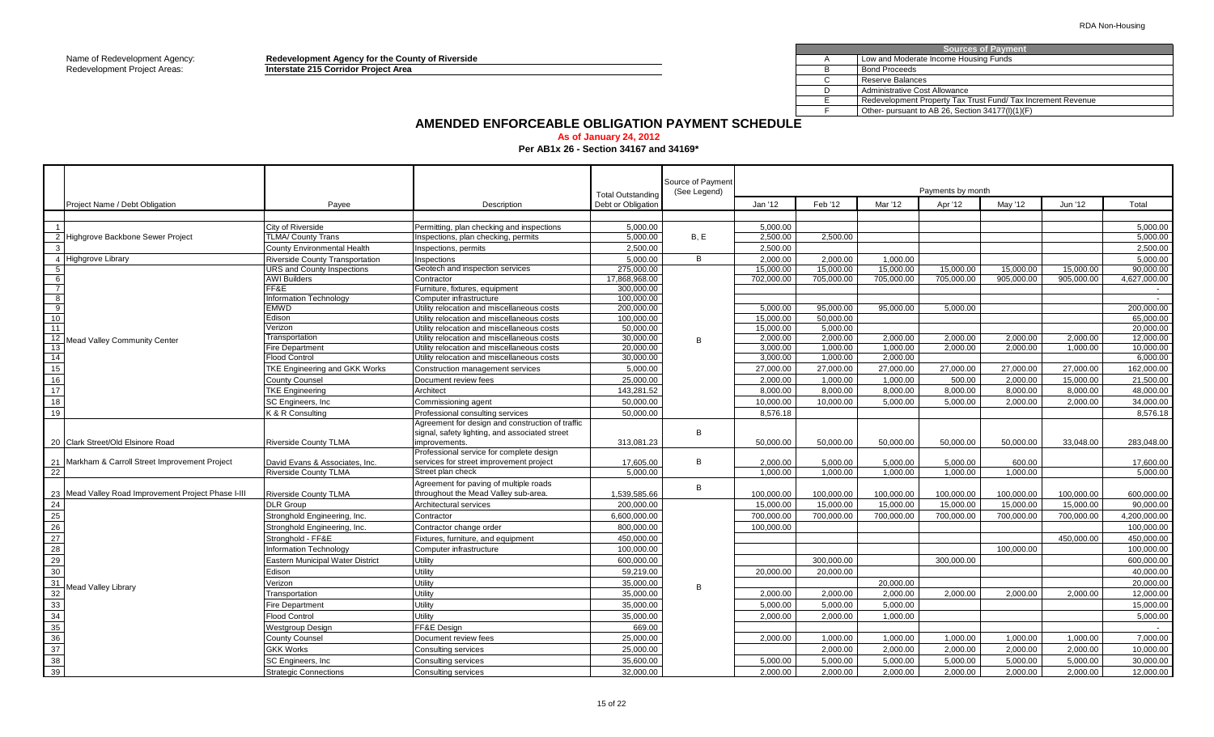RDA Non-Housing

Name of Redevelopment Agency: **Redevelopment Agency for the County of Riverside**
Redevelopment Project Areas: **Interstate 215 Corridor Project Area**

| | Sources of Payment |
|---|---|
| A | Low and Moderate Income Housing Funds |
| B | Bond Proceeds |
| C | Reserve Balances |
| D | Administrative Cost Allowance |
| E | Redevelopment Property Tax Trust Fund/ Tax Increment Revenue |
| F | Other- pursuant to AB 26, Section 34177(l)(1)(F) |

# AMENDED ENFORCEABLE OBLIGATION PAYMENT SCHEDULE

**As of January 24, 2012**

**Per AB1x 26 - Section 34167 and 34169***

| | Project Name / Debt Obligation | Payee | Description | Total Outstanding Debt or Obligation | Source of Payment (See Legend) | Payments by month | | | | | | |
|---|---|---|---|---|---|---|---|---|---|---|---|---|
| | | | | | | Jan '12 | Feb '12 | Mar '12 | Apr '12 | May '12 | Jun '12 | Total |
| 1 | | City of Riverside | Permitting, plan checking and inspections | 5,000.00 | | 5,000.00 | | | | | | 5,000.00 |
| 2 | Highgrove Backbone Sewer Project | TLMA/ County Trans | Inspections, plan checking, permits | 5,000.00 | B, E | 2,500.00 | 2,500.00 | | | | | 5,000.00 |
| 3 | | County Environmental Health | Inspections, permits | 2,500.00 | | 2,500.00 | | | | | | 2,500.00 |
| 4 | Highgrove Library | Riverside County Transportation | Inspections | 5,000.00 | B | 2,000.00 | 2,000.00 | 1,000.00 | | | | 5,000.00 |
| 5 | | URS and County Inspections | Geotech and inspection services | 275,000.00 | | 15,000.00 | 15,000.00 | 15,000.00 | 15,000.00 | 15,000.00 | 15,000.00 | 90,000.00 |
| 6 | | AWI Builders | Contractor | 17,868,968.00 | | 702,000.00 | 705,000.00 | 705,000.00 | 705,000.00 | 905,000.00 | 905,000.00 | 4,627,000.00 |
| 7 | | FF&E | Furniture, fixtures, equipment | 300,000.00 | | | | | | | | - |
| 8 | | Information Technology | Computer infrastructure | 100,000.00 | | | | | | | | - |
| 9 | | EMWD | Utility relocation and miscellaneous costs | 200,000.00 | | 5,000.00 | 95,000.00 | 95,000.00 | 5,000.00 | | | 200,000.00 |
| 10 | | Edison | Utility relocation and miscellaneous costs | 100,000.00 | | 15,000.00 | 50,000.00 | | | | | 65,000.00 |
| 11 | | Verizon | Utility relocation and miscellaneous costs | 50,000.00 | | 15,000.00 | 5,000.00 | | | | | 20,000.00 |
| 12 | Mead Valley Community Center | Transportation | Utility relocation and miscellaneous costs | 30,000.00 | B | 2,000.00 | 2,000.00 | 2,000.00 | 2,000.00 | 2,000.00 | 2,000.00 | 12,000.00 |
| 13 | | Fire Department | Utility relocation and miscellaneous costs | 20,000.00 | | 3,000.00 | 1,000.00 | 1,000.00 | 2,000.00 | 2,000.00 | 1,000.00 | 10,000.00 |
| 14 | | Flood Control | Utility relocation and miscellaneous costs | 30,000.00 | | 3,000.00 | 1,000.00 | 2,000.00 | | | | 6,000.00 |
| 15 | | TKE Engineering and GKK Works | Construction management services | 5,000.00 | | 27,000.00 | 27,000.00 | 27,000.00 | 27,000.00 | 27,000.00 | 27,000.00 | 162,000.00 |
| 16 | | County Counsel | Document review fees | 25,000.00 | | 2,000.00 | 1,000.00 | 1,000.00 | 500.00 | 2,000.00 | 15,000.00 | 21,500.00 |
| 17 | | TKE Engineering | Architect | 143,281.52 | | 8,000.00 | 8,000.00 | 8,000.00 | 8,000.00 | 8,000.00 | 8,000.00 | 48,000.00 |
| 18 | | SC Engineers, Inc | Commissioning agent | 50,000.00 | | 10,000.00 | 10,000.00 | 5,000.00 | 5,000.00 | 2,000.00 | 2,000.00 | 34,000.00 |
| 19 | | K & R Consulting | Professional consulting services | 50,000.00 | | 8,576.18 | | | | | | 8,576.18 |
| 20 | Clark Street/Old Elsinore Road | Riverside County TLMA | Agreement for design and construction of traffic signal, safety lighting, and associated street improvements. | 313,081.23 | B | 50,000.00 | 50,000.00 | 50,000.00 | 50,000.00 | 50,000.00 | 33,048.00 | 283,048.00 |
| 21 | Markham & Carroll Street Improvement Project | David Evans & Associates, Inc. | Professional service for complete design services for street improvement project | 17,605.00 | B | 2,000.00 | 5,000.00 | 5,000.00 | 5,000.00 | 600.00 | | 17,600.00 |
| 22 | | Riverside County TLMA | Street plan check | 5,000.00 | | 1,000.00 | 1,000.00 | 1,000.00 | 1,000.00 | 1,000.00 | | 5,000.00 |
| 23 | Mead Valley Road Improvement Project Phase I-III | Riverside County TLMA | Agreement for paving of multiple roads throughout the Mead Valley sub-area. | 1,539,585.66 | B | 100,000.00 | 100,000.00 | 100,000.00 | 100,000.00 | 100,000.00 | 100,000.00 | 600,000.00 |
| 24 | | DLR Group | Architectural services | 200,000.00 | | 15,000.00 | 15,000.00 | 15,000.00 | 15,000.00 | 15,000.00 | 15,000.00 | 90,000.00 |
| 25 | | Stronghold Engineering, Inc. | Contractor | 6,600,000.00 | | 700,000.00 | 700,000.00 | 700,000.00 | 700,000.00 | 700,000.00 | 700,000.00 | 4,200,000.00 |
| 26 | | Stronghold Engineering, Inc. | Contractor change order | 800,000.00 | | 100,000.00 | | | | | | 100,000.00 |
| 27 | | Stronghold - FF&E | Fixtures, furniture, and equipment | 450,000.00 | | | | | | | 450,000.00 | 450,000.00 |
| 28 | | Information Technology | Computer infrastructure | 100,000.00 | | | | | | 100,000.00 | | 100,000.00 |
| 29 | | Eastern Municipal Water District | Utility | 600,000.00 | | | 300,000.00 | | 300,000.00 | | | 600,000.00 |
| 30 | | Edison | Utility | 59,219.00 | | 20,000.00 | 20,000.00 | | | | | 40,000.00 |
| 31 | Mead Valley Library | Verizon | Utility | 35,000.00 | B | | | 20,000.00 | | | | 20,000.00 |
| 32 | | Transportation | Utility | 35,000.00 | | 2,000.00 | 2,000.00 | 2,000.00 | 2,000.00 | 2,000.00 | 2,000.00 | 12,000.00 |
| 33 | | Fire Department | Utility | 35,000.00 | | 5,000.00 | 5,000.00 | 5,000.00 | | | | 15,000.00 |
| 34 | | Flood Control | Utility | 35,000.00 | | 2,000.00 | 2,000.00 | 1,000.00 | | | | 5,000.00 |
| 35 | | Westgroup Design | FF&E Design | 669.00 | | | | | | | | - |
| 36 | | County Counsel | Document review fees | 25,000.00 | | 2,000.00 | 1,000.00 | 1,000.00 | 1,000.00 | 1,000.00 | 1,000.00 | 7,000.00 |
| 37 | | GKK Works | Consulting services | 25,000.00 | | | 2,000.00 | 2,000.00 | 2,000.00 | 2,000.00 | 2,000.00 | 10,000.00 |
| 38 | | SC Engineers, Inc | Consulting services | 35,600.00 | | 5,000.00 | 5,000.00 | 5,000.00 | 5,000.00 | 5,000.00 | 5,000.00 | 30,000.00 |
| 39 | | Strategic Connections | Consulting services | 32,000.00 | | 2,000.00 | 2,000.00 | 2,000.00 | 2,000.00 | 2,000.00 | 2,000.00 | 12,000.00 |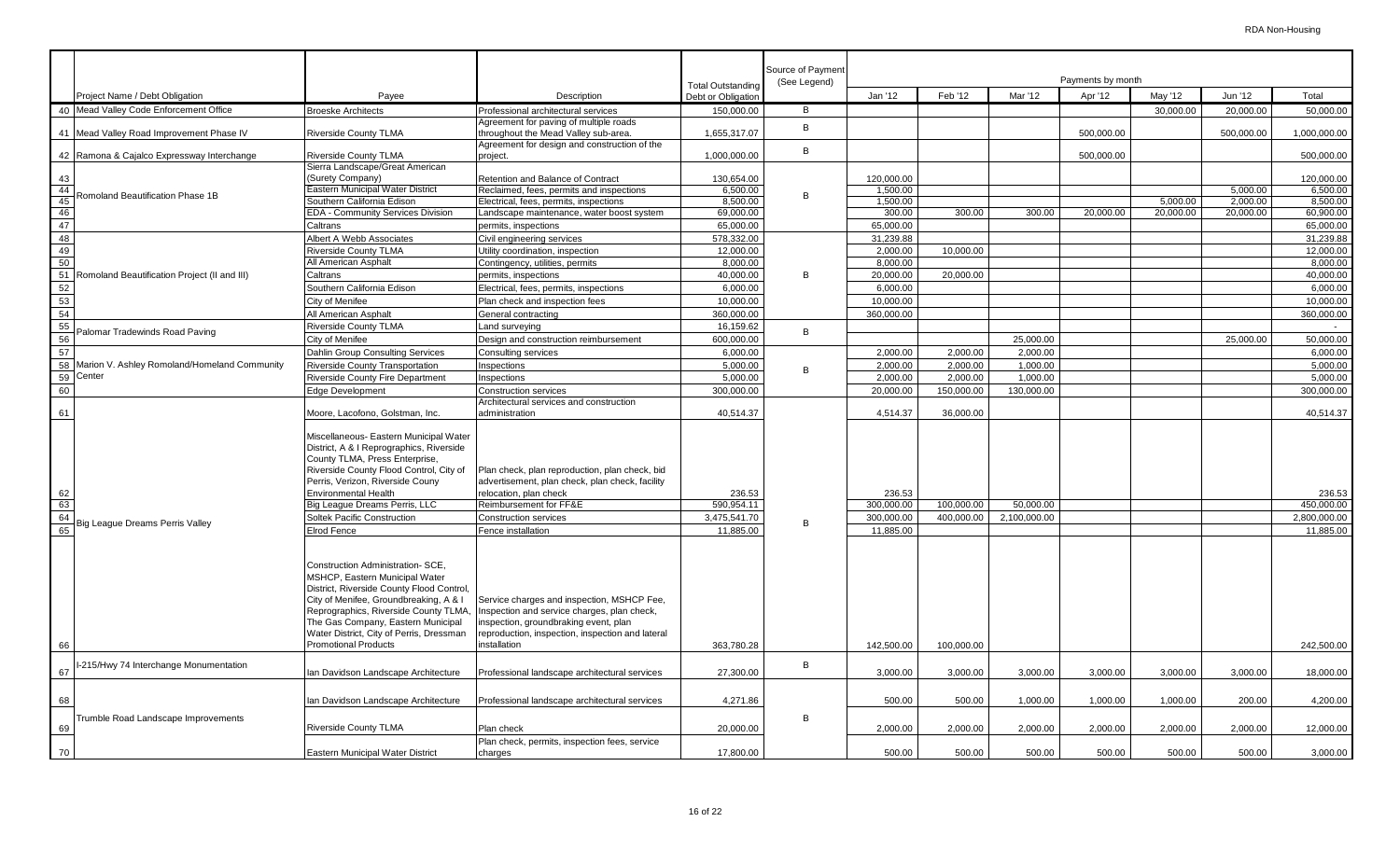RDA Non-Housing

| | Project Name / Debt Obligation | Payee | Description | Total Outstanding Debt or Obligation | Source of Payment (See Legend) | Payments by month Jan '12 | Feb '12 | Mar '12 | Apr '12 | May '12 | Jun '12 | Total |
|---|---|---|---|---|---|---|---|---|---|---|---|---|
| 40 | Mead Valley Code Enforcement Office | Broeske Architects | Professional architectural services | 150,000.00 | B | | | | | 30,000.00 | 20,000.00 | 50,000.00 |
| 41 | Mead Valley Road Improvement Phase IV | Riverside County TLMA | Agreement for paving of multiple roads throughout the Mead Valley sub-area. | 1,655,317.07 | B | | | | 500,000.00 | | 500,000.00 | 1,000,000.00 |
| 42 | Ramona & Cajalco Expressway Interchange | Riverside County TLMA | Agreement for design and construction of the project. | 1,000,000.00 | B | | | | 500,000.00 | | | 500,000.00 |
| 43 | Romoland Beautification Phase 1B | Sierra Landscape/Great American (Surety Company) | Retention and Balance of Contract | 130,654.00 | B | 120,000.00 | | | | | | 120,000.00 |
| 44 | | Eastern Municipal Water District | Reclaimed, fees, permits and inspections | 6,500.00 | | 1,500.00 | | | | | 5,000.00 | 6,500.00 |
| 45 | | Southern California Edison | Electrical, fees, permits, inspections | 8,500.00 | | 1,500.00 | | | | 5,000.00 | 2,000.00 | 8,500.00 |
| 46 | | EDA - Community Services Division | Landscape maintenance, water boost system | 69,000.00 | | 300.00 | 300.00 | 300.00 | 20,000.00 | 20,000.00 | 20,000.00 | 60,900.00 |
| 47 | Romoland Beautification Project (II and III) | Caltrans | permits, inspections | 65,000.00 | B | 65,000.00 | | | | | | 65,000.00 |
| 48 | | Albert A Webb Associates | Civil engineering services | 578,332.00 | | 31,239.88 | | | | | | 31,239.88 |
| 49 | | Riverside County TLMA | Utility coordination, inspection | 12,000.00 | | 2,000.00 | 10,000.00 | | | | | 12,000.00 |
| 50 | | All American Asphalt | Contingency, utilities, permits | 8,000.00 | | 8,000.00 | | | | | | 8,000.00 |
| 51 | | Caltrans | permits, inspections | 40,000.00 | | 20,000.00 | 20,000.00 | | | | | 40,000.00 |
| 52 | | Southern California Edison | Electrical, fees, permits, inspections | 6,000.00 | | 6,000.00 | | | | | | 6,000.00 |
| 53 | | City of Menifee | Plan check and inspection fees | 10,000.00 | | 10,000.00 | | | | | | 10,000.00 |
| 54 | | All American Asphalt | General contracting | 360,000.00 | | 360,000.00 | | | | | | 360,000.00 |
| 55 | Palomar Tradewinds Road Paving | Riverside County TLMA | Land surveying | 16,159.62 | B | | | | | | | - |
| 56 | | City of Menifee | Design and construction reimbursement | 600,000.00 | | | | 25,000.00 | | | 25,000.00 | 50,000.00 |
| 57 | Marion V. Ashley Romoland/Homeland Community Center | Dahlin Group Consulting Services | Consulting services | 6,000.00 | B | 2,000.00 | 2,000.00 | 2,000.00 | | | | 6,000.00 |
| 58 | | Riverside County Transportation | Inspections | 5,000.00 | | 2,000.00 | 2,000.00 | 1,000.00 | | | | 5,000.00 |
| 59 | | Riverside County Fire Department | Inspections | 5,000.00 | | 2,000.00 | 2,000.00 | 1,000.00 | | | | 5,000.00 |
| 60 | | Edge Development | Construction services | 300,000.00 | | 20,000.00 | 150,000.00 | 130,000.00 | | | | 300,000.00 |
| 61 | Big League Dreams Perris Valley | Moore, Lacofono, Golstman, Inc. | Architectural services and construction administration | 40,514.37 | B | 4,514.37 | 36,000.00 | | | | | 40,514.37 |
| 62 | | Miscellaneous- Eastern Municipal Water District, A & I Reprographics, Riverside County TLMA, Press Enterprise, Riverside County Flood Control, City of Perris, Verizon, Riverside Couny Environmental Health | Plan check, plan reproduction, plan check, bid advertisement, plan check, plan check, facility relocation, plan check | 236.53 | | 236.53 | | | | | | 236.53 |
| 63 | | Big League Dreams Perris, LLC | Reimbursement for FF&E | 590,954.11 | | 300,000.00 | 100,000.00 | 50,000.00 | | | | 450,000.00 |
| 64 | | Soltek Pacific Construction | Construction services | 3,475,541.70 | | 300,000.00 | 400,000.00 | 2,100,000.00 | | | | 2,800,000.00 |
| 65 | | Elrod Fence | Fence installation | 11,885.00 | | 11,885.00 | | | | | | 11,885.00 |
| 66 | | Construction Administration- SCE, MSHCP, Eastern Municipal Water District, Riverside County Flood Control, City of Menifee, Groundbreaking, A & I Reprographics, Riverside County TLMA, The Gas Company, Eastern Municipal Water District, City of Perris, Dressman Promotional Products | Service charges and inspection, MSHCP Fee, Inspection and service charges, plan check, inspection, groundbraking event, plan reproduction, inspection, inspection and lateral installation | 363,780.28 | | 142,500.00 | 100,000.00 | | | | | 242,500.00 |
| 67 | I-215/Hwy 74 Interchange Monumentation | Ian Davidson Landscape Architecture | Professional landscape architectural services | 27,300.00 | B | 3,000.00 | 3,000.00 | 3,000.00 | 3,000.00 | 3,000.00 | 3,000.00 | 18,000.00 |
| 68 | Trumble Road Landscape Improvements | Ian Davidson Landscape Architecture | Professional landscape architectural services | 4,271.86 | B | 500.00 | 500.00 | 1,000.00 | 1,000.00 | 1,000.00 | 200.00 | 4,200.00 |
| 69 | | Riverside County TLMA | Plan check | 20,000.00 | | 2,000.00 | 2,000.00 | 2,000.00 | 2,000.00 | 2,000.00 | 2,000.00 | 12,000.00 |
| 70 | | Eastern Municipal Water District | Plan check, permits, inspection fees, service charges | 17,800.00 | | 500.00 | 500.00 | 500.00 | 500.00 | 500.00 | 500.00 | 3,000.00 |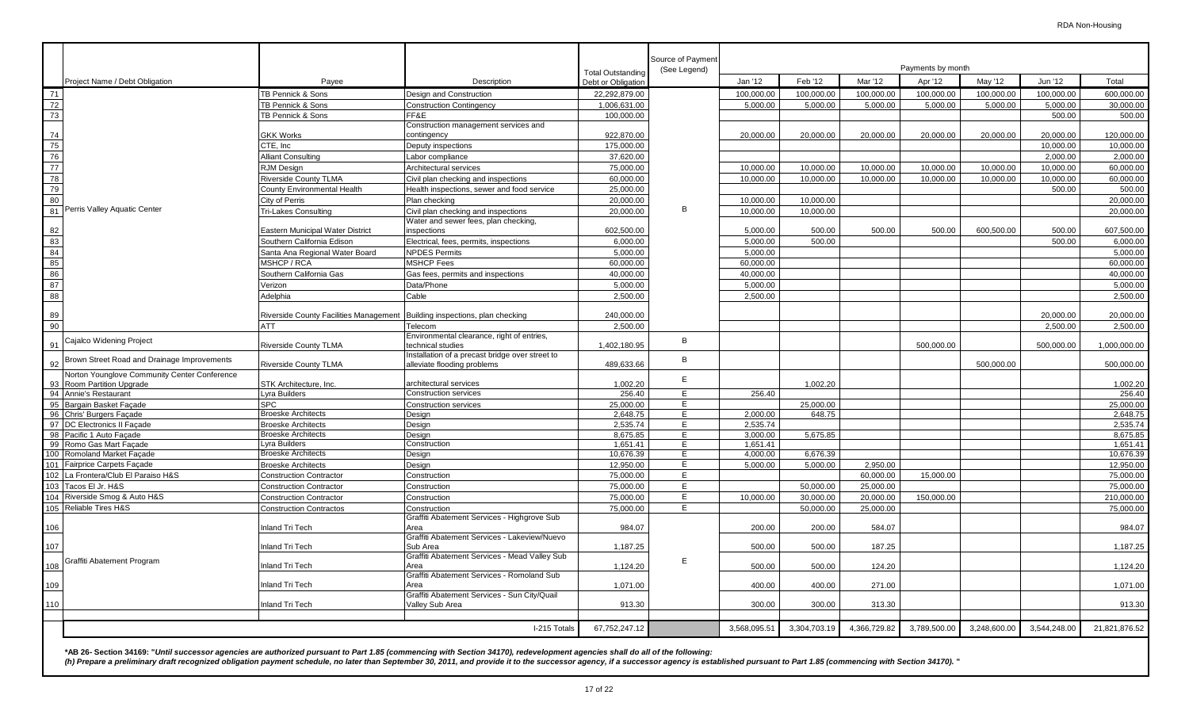RDA Non-Housing

| | Project Name / Debt Obligation | Payee | Description | Total Outstanding Debt or Obligation | Source of Payment (See Legend) | Payments by month | | | | | | |
|---|---|---|---|---|---|---|---|---|---|---|---|---|
| | | | | | | Jan '12 | Feb '12 | Mar '12 | Apr '12 | May '12 | Jun '12 | Total |
| 71 | Perris Valley Aquatic Center | TB Pennick & Sons | Design and Construction | 22,292,879.00 | B | 100,000.00 | 100,000.00 | 100,000.00 | 100,000.00 | 100,000.00 | 100,000.00 | 600,000.00 |
| 72 | | TB Pennick & Sons | Construction Contingency | 1,006,631.00 | | 5,000.00 | 5,000.00 | 5,000.00 | 5,000.00 | 5,000.00 | 5,000.00 | 30,000.00 |
| 73 | | TB Pennick & Sons | FF&E | 100,000.00 | | | | | | | 500.00 | 500.00 |
| 74 | | GKK Works | Construction management services and contingency | 922,870.00 | | 20,000.00 | 20,000.00 | 20,000.00 | 20,000.00 | 20,000.00 | 20,000.00 | 120,000.00 |
| 75 | | CTE, Inc | Deputy inspections | 175,000.00 | | | | | | | 10,000.00 | 10,000.00 |
| 76 | | Alliant Consulting | Labor compliance | 37,620.00 | | | | | | | 2,000.00 | 2,000.00 |
| 77 | | RJM Design | Architectural services | 75,000.00 | | 10,000.00 | 10,000.00 | 10,000.00 | 10,000.00 | 10,000.00 | 10,000.00 | 60,000.00 |
| 78 | | Riverside County TLMA | Civil plan checking and inspections | 60,000.00 | | 10,000.00 | 10,000.00 | 10,000.00 | 10,000.00 | 10,000.00 | 10,000.00 | 60,000.00 |
| 79 | | County Environmental Health | Health inspections, sewer and food service | 25,000.00 | | | | | | | 500.00 | 500.00 |
| 80 | | City of Perris | Plan checking | 20,000.00 | | 10,000.00 | 10,000.00 | | | | | 20,000.00 |
| 81 | | Tri-Lakes Consulting | Civil plan checking and inspections | 20,000.00 | | 10,000.00 | 10,000.00 | | | | | 20,000.00 |
| 82 | | Eastern Municipal Water District | Water and sewer fees, plan checking, inspections | 602,500.00 | | 5,000.00 | 500.00 | 500.00 | 500.00 | 600,500.00 | 500.00 | 607,500.00 |
| 83 | | Southern California Edison | Electrical, fees, permits, inspections | 6,000.00 | | 5,000.00 | 500.00 | | | | 500.00 | 6,000.00 |
| 84 | | Santa Ana Regional Water Board | NPDES Permits | 5,000.00 | | 5,000.00 | | | | | | 5,000.00 |
| 85 | | MSHCP / RCA | MSHCP Fees | 60,000.00 | | 60,000.00 | | | | | | 60,000.00 |
| 86 | | Southern California Gas | Gas fees, permits and inspections | 40,000.00 | | 40,000.00 | | | | | | 40,000.00 |
| 87 | | Verizon | Data/Phone | 5,000.00 | | 5,000.00 | | | | | | 5,000.00 |
| 88 | | Adelphia | Cable | 2,500.00 | | 2,500.00 | | | | | | 2,500.00 |
| 89 | | Riverside County Facilities Management | Building inspections, plan checking | 240,000.00 | | | | | | | 20,000.00 | 20,000.00 |
| 90 | | ATT | Telecom | 2,500.00 | | | | | | | 2,500.00 | 2,500.00 |
| 91 | Cajalco Widening Project | Riverside County TLMA | Environmental clearance, right of entries, technical studies | 1,402,180.95 | B | | | | 500,000.00 | | 500,000.00 | 1,000,000.00 |
| 92 | Brown Street Road and Drainage Improvements | Riverside County TLMA | Installation of a precast bridge over street to alleviate flooding problems | 489,633.66 | B | | | | | 500,000.00 | | 500,000.00 |
| 93 | Norton Younglove Community Center Conference Room Partition Upgrade | STK Architecture, Inc. | architectural services | 1,002.20 | E | | 1,002.20 | | | | | 1,002.20 |
| 94 | Annie's Restaurant | Lyra Builders | Construction services | 256.40 | E | 256.40 | | | | | | 256.40 |
| 95 | Bargain Basket Façade | SPC | Construction services | 25,000.00 | E | | 25,000.00 | | | | | 25,000.00 |
| 96 | Chris' Burgers Façade | Broeske Architects | Design | 2,648.75 | E | 2,000.00 | 648.75 | | | | | 2,648.75 |
| 97 | DC Electronics II Façade | Broeske Architects | Design | 2,535.74 | E | 2,535.74 | | | | | | 2,535.74 |
| 98 | Pacific 1 Auto Façade | Broeske Architects | Design | 8,675.85 | E | 3,000.00 | 5,675.85 | | | | | 8,675.85 |
| 99 | Romo Gas Mart Façade | Lyra Builders | Construction | 1,651.41 | E | 1,651.41 | | | | | | 1,651.41 |
| 100 | Romoland Market Façade | Broeske Architects | Design | 10,676.39 | E | 4,000.00 | 6,676.39 | | | | | 10,676.39 |
| 101 | Fairprice Carpets Façade | Broeske Architects | Design | 12,950.00 | E | 5,000.00 | 5,000.00 | 2,950.00 | | | | 12,950.00 |
| 102 | La Frontera/Club El Paraiso H&S | Construction Contractor | Construction | 75,000.00 | E | | | 60,000.00 | 15,000.00 | | | 75,000.00 |
| 103 | Tacos El Jr. H&S | Construction Contractor | Construction | 75,000.00 | E | | 50,000.00 | 25,000.00 | | | | 75,000.00 |
| 104 | Riverside Smog & Auto H&S | Construction Contractor | Construction | 75,000.00 | E | 10,000.00 | 30,000.00 | 20,000.00 | 150,000.00 | | | 210,000.00 |
| 105 | Reliable Tires H&S | Construction Contractos | Construction | 75,000.00 | E | | 50,000.00 | 25,000.00 | | | | 75,000.00 |
| 106 | Graffiti Abatement Program | Inland Tri Tech | Graffiti Abatement Services - Highgrove Sub Area | 984.07 | E | 200.00 | 200.00 | 584.07 | | | | 984.07 |
| 107 | | Inland Tri Tech | Graffiti Abatement Services - Lakeview/Nuevo Sub Area | 1,187.25 | | 500.00 | 500.00 | 187.25 | | | | 1,187.25 |
| 108 | | Inland Tri Tech | Graffiti Abatement Services - Mead Valley Sub Area | 1,124.20 | | 500.00 | 500.00 | 124.20 | | | | 1,124.20 |
| 109 | | Inland Tri Tech | Graffiti Abatement Services - Romoland Sub Area | 1,071.00 | | 400.00 | 400.00 | 271.00 | | | | 1,071.00 |
| 110 | | Inland Tri Tech | Graffiti Abatement Services - Sun City/Quail Valley Sub Area | 913.30 | | 300.00 | 300.00 | 313.30 | | | | 913.30 |
| | | | I-215 Totals | 67,752,247.12 | | 3,568,095.51 | 3,304,703.19 | 4,366,729.82 | 3,789,500.00 | 3,248,600.00 | 3,544,248.00 | 21,821,876.52 |

***AB 26- Section 34169: "*Until successor agencies are authorized pursuant to Part 1.85 (commencing with Section 34170), redevelopment agencies shall do all of the following:*** 
***(h) Prepare a preliminary draft recognized obligation payment schedule, no later than September 30, 2011, and provide it to the successor agency, if a successor agency is established pursuant to Part 1.85 (commencing with Section 34170). "***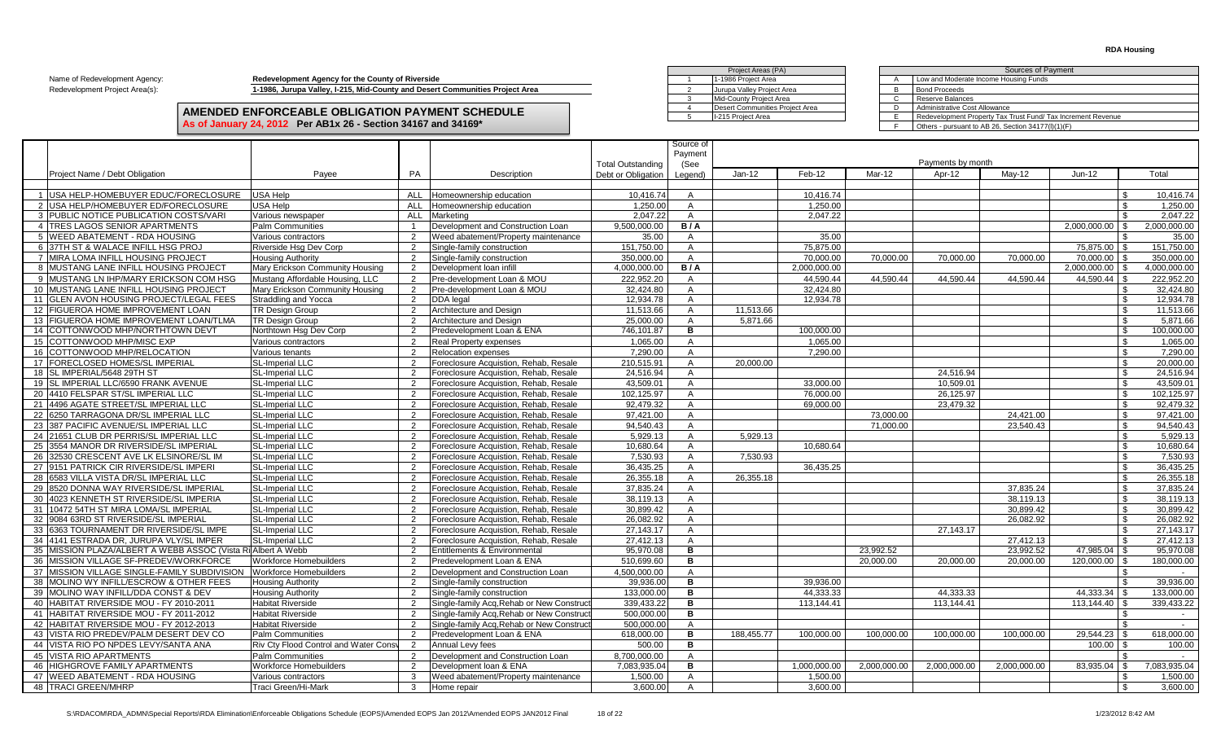**RDA Housing**

Name of Redevelopment Agency: **Redevelopment Agency for the County of Riverside**

Redevelopment Project Area(s): **1-1986, Jurupa Valley, I-215, Mid-County and Desert Communities Project Area**

## AMENDED ENFORCEABLE OBLIGATION PAYMENT SCHEDULE

**As of January 24, 2012 Per AB1x 26 - Section 34167 and 34169***

| | Project Areas (PA) |
|---|---|
| 1 | I-1986 Project Area |
| 2 | Jurupa Valley Project Area |
| 3 | Mid-County Project Area |
| 4 | Desert Communities Project Area |
| 5 | I-215 Project Area |

| | Sources of Payment |
|---|---|
| A | Low and Moderate Income Housing Funds |
| B | Bond Proceeds |
| C | Reserve Balances |
| D | Administrative Cost Allowance |
| E | Redevelopment Property Tax Trust Fund/ Tax Increment Revenue |
| F | Others - pursuant to AB 26, Section 34177(l)(1)(F) |

| | Project Name / Debt Obligation | Payee | PA | Description | Total Outstanding Debt or Obligation | Source of Payment (See Legend) | Jan-12 | Feb-12 | Mar-12 | Apr-12 | May-12 | Jun-12 | Total |
|---|---|---|---|---|---|---|---|---|---|---|---|---|---|
| 1 | USA HELP-HOMEBUYER EDUC/FORECLOSURE | USA Help | ALL | Homeownership education | 10,416.74 | A | | 10,416.74 | | | | | $ 10,416.74 |
| 2 | USA HELP-HOMEBUYER ED/FORECLOSURE | USA Help | ALL | Homeownership education | 1,250.00 | A | | 1,250.00 | | | | | $ 1,250.00 |
| 3 | PUBLIC NOTICE PUBLICATION COSTS/VARI | Various newspaper | ALL | Marketing | 2,047.22 | A | | 2,047.22 | | | | | $ 2,047.22 |
| 4 | TRES LAGOS SENIOR APARTMENTS | Palm Communities | 1 | Development and Construction Loan | 9,500,000.00 | B / A | | | | | | 2,000,000.00 | $ 2,000,000.00 |
| 5 | WEED ABATEMENT - RDA HOUSING | Various contractors | 2 | Weed abatement/Property maintenance | 35.00 | A | | 35.00 | | | | | $ 35.00 |
| 6 | 37TH ST & WALACE INFILL HSG PROJ | Riverside Hsg Dev Corp | 2 | Single-family construction | 151,750.00 | A | | 75,875.00 | | | | 75,875.00 | $ 151,750.00 |
| 7 | MIRA LOMA INFILL HOUSING PROJECT | Housing Authority | 2 | Single-family construction | 350,000.00 | A | | 70,000.00 | 70,000.00 | 70,000.00 | 70,000.00 | 70,000.00 | $ 350,000.00 |
| 8 | MUSTANG LANE INFILL HOUSING PROJECT | Mary Erickson Community Housing | 2 | Development loan infill | 4,000,000.00 | B / A | | 2,000,000.00 | | | | 2,000,000.00 | $ 4,000,000.00 |
| 9 | MUSTANG LN IHP/MARY ERICKSON COM HSG | Mustang Affordable Housing, LLC | 2 | Pre-development Loan & MOU | 222,952.20 | A | | 44,590.44 | 44,590.44 | 44,590.44 | 44,590.44 | 44,590.44 | $ 222,952.20 |
| 10 | MUSTANG LANE INFILL HOUSING PROJECT | Mary Erickson Community Housing | 2 | Pre-development Loan & MOU | 32,424.80 | A | | 32,424.80 | | | | | $ 32,424.80 |
| 11 | GLEN AVON HOUSING PROJECT/LEGAL FEES | Straddling and Yocca | 2 | DDA legal | 12,934.78 | A | | 12,934.78 | | | | | $ 12,934.78 |
| 12 | FIGUEROA HOME IMPROVEMENT LOAN | TR Design Group | 2 | Architecture and Design | 11,513.66 | A | 11,513.66 | | | | | | $ 11,513.66 |
| 13 | FIGUEROA HOME IMPROVEMENT LOAN/TLMA | TR Design Group | 2 | Architecture and Design | 25,000.00 | A | 5,871.66 | | | | | | $ 5,871.66 |
| 14 | COTTONWOOD MHP/NORTHTOWN DEVT | Northtown Hsg Dev Corp | 2 | Predevelopment Loan & ENA | 746,101.87 | B | | 100,000.00 | | | | | $ 100,000.00 |
| 15 | COTTONWOOD MHP/MISC EXP | Various contractors | 2 | Real Property expenses | 1,065.00 | A | | 1,065.00 | | | | | $ 1,065.00 |
| 16 | COTTONWOOD MHP/RELOCATION | Various tenants | 2 | Relocation expenses | 7,290.00 | A | | 7,290.00 | | | | | $ 7,290.00 |
| 17 | FORECLOSED HOMES/SL IMPERIAL | SL-Imperial LLC | 2 | Foreclosure Acquistion, Rehab, Resale | 210,515.91 | A | 20,000.00 | | | | | | $ 20,000.00 |
| 18 | SL IMPERIAL/5648 29TH ST | SL-Imperial LLC | 2 | Foreclosure Acquistion, Rehab, Resale | 24,516.94 | A | | | | 24,516.94 | | | $ 24,516.94 |
| 19 | SL IMPERIAL LLC/6590 FRANK AVENUE | SL-Imperial LLC | 2 | Foreclosure Acquistion, Rehab, Resale | 43,509.01 | A | | 33,000.00 | | 10,509.01 | | | $ 43,509.01 |
| 20 | 4410 FELSPAR ST/SL IMPERIAL LLC | SL-Imperial LLC | 2 | Foreclosure Acquistion, Rehab, Resale | 102,125.97 | A | | 76,000.00 | | 26,125.97 | | | $ 102,125.97 |
| 21 | 4496 AGATE STREET/SL IMPERIAL LLC | SL-Imperial LLC | 2 | Foreclosure Acquistion, Rehab, Resale | 92,479.32 | A | | 69,000.00 | | 23,479.32 | | | $ 92,479.32 |
| 22 | 6250 TARRAGONA DR/SL IMPERIAL LLC | SL-Imperial LLC | 2 | Foreclosure Acquistion, Rehab, Resale | 97,421.00 | A | | | 73,000.00 | | 24,421.00 | | $ 97,421.00 |
| 23 | 387 PACIFIC AVENUE/SL IMPERIAL LLC | SL-Imperial LLC | 2 | Foreclosure Acquistion, Rehab, Resale | 94,540.43 | A | | | 71,000.00 | | 23,540.43 | | $ 94,540.43 |
| 24 | 21651 CLUB DR PERRIS/SL IMPERIAL LLC | SL-Imperial LLC | 2 | Foreclosure Acquistion, Rehab, Resale | 5,929.13 | A | 5,929.13 | | | | | | $ 5,929.13 |
| 25 | 3554 MANOR DR RIVERSIDE/SL IMPERIAL | SL-Imperial LLC | 2 | Foreclosure Acquistion, Rehab, Resale | 10,680.64 | A | | 10,680.64 | | | | | $ 10,680.64 |
| 26 | 32530 CRESCENT AVE LK ELSINORE/SL IM | SL-Imperial LLC | 2 | Foreclosure Acquistion, Rehab, Resale | 7,530.93 | A | 7,530.93 | | | | | | $ 7,530.93 |
| 27 | 9151 PATRICK CIR RIVERSIDE/SL IMPERI | SL-Imperial LLC | 2 | Foreclosure Acquistion, Rehab, Resale | 36,435.25 | A | | 36,435.25 | | | | | $ 36,435.25 |
| 28 | 6583 VILLA VISTA DR/SL IMPERIAL LLC | SL-Imperial LLC | 2 | Foreclosure Acquistion, Rehab, Resale | 26,355.18 | A | 26,355.18 | | | | | | $ 26,355.18 |
| 29 | 8520 DONNA WAY RIVERSIDE/SL IMPERIAL | SL-Imperial LLC | 2 | Foreclosure Acquistion, Rehab, Resale | 37,835.24 | A | | | | | 37,835.24 | | $ 37,835.24 |
| 30 | 4023 KENNETH ST RIVERSIDE/SL IMPERIA | SL-Imperial LLC | 2 | Foreclosure Acquistion, Rehab, Resale | 38,119.13 | A | | | | | 38,119.13 | | $ 38,119.13 |
| 31 | 10472 54TH ST MIRA LOMA/SL IMPERIAL | SL-Imperial LLC | 2 | Foreclosure Acquistion, Rehab, Resale | 30,899.42 | A | | | | | 30,899.42 | | $ 30,899.42 |
| 32 | 9084 63RD ST RIVERSIDE/SL IMPERIAL | SL-Imperial LLC | 2 | Foreclosure Acquistion, Rehab, Resale | 26,082.92 | A | | | | | 26,082.92 | | $ 26,082.92 |
| 33 | 6363 TOURNAMENT DR RIVERSIDE/SL IMPE | SL-Imperial LLC | 2 | Foreclosure Acquistion, Rehab, Resale | 27,143.17 | A | | | | 27,143.17 | | | $ 27,143.17 |
| 34 | 4141 ESTRADA DR, JURUPA VLY/SL IMPER | SL-Imperial LLC | 2 | Foreclosure Acquistion, Rehab, Resale | 27,412.13 | A | | | | | 27,412.13 | | $ 27,412.13 |
| 35 | MISSION PLAZA/ALBERT A WEBB ASSOC (Vista Ri | Albert A Webb | 2 | Entitlements & Environmental | 95,970.08 | B | | | 23,992.52 | | 23,992.52 | 47,985.04 | $ 95,970.08 |
| 36 | MISSION VILLAGE SF-PREDEV/WORKFORCE | Workforce Homebuilders | 2 | Predevelopment Loan & ENA | 510,699.60 | B | | | 20,000.00 | 20,000.00 | 20,000.00 | 120,000.00 | $ 180,000.00 |
| 37 | MISSION VILLAGE SINGLE-FAMILY SUBDIVISION | Workforce Homebuilders | 2 | Development and Construction Loan | 4,500,000.00 | A | | | | | | | $ - |
| 38 | MOLINO WY INFILL/ESCROW & OTHER FEES | Housing Authority | 2 | Single-family construction | 39,936.00 | B | | 39,936.00 | | | | | $ 39,936.00 |
| 39 | MOLINO WAY INFILL/DDA CONST & DEV | Housing Authority | 2 | Single-family construction | 133,000.00 | B | | 44,333.33 | | 44,333.33 | | 44,333.34 | $ 133,000.00 |
| 40 | HABITAT RIVERSIDE MOU - FY 2010-2011 | Habitat Riverside | 2 | Single-family Acq,Rehab or New Construct | 339,433.22 | B | | 113,144.41 | | 113,144.41 | | 113,144.40 | $ 339,433.22 |
| 41 | HABITAT RIVERSIDE MOU - FY 2011-2012 | Habitat Riverside | 2 | Single-family Acq,Rehab or New Construct | 500,000.00 | B | | | | | | | $ - |
| 42 | HABITAT RIVERSIDE MOU - FY 2012-2013 | Habitat Riverside | 2 | Single-family Acq,Rehab or New Construct | 500,000.00 | A | | | | | | | $ - |
| 43 | VISTA RIO PREDEV/PALM DESERT DEV CO | Palm Communities | 2 | Predevelopment Loan & ENA | 618,000.00 | B | 188,455.77 | 100,000.00 | 100,000.00 | 100,000.00 | 100,000.00 | 29,544.23 | $ 618,000.00 |
| 44 | VISTA RIO PO NPDES LEVY/SANTA ANA | Riv Cty Flood Control and Water Consv | 2 | Annual Levy fees | 500.00 | B | | | | | | 100.00 | $ 100.00 |
| 45 | VISTA RIO APARTMENTS | Palm Communities | 2 | Development and Construction Loan | 8,700,000.00 | A | | | | | | | $ - |
| 46 | HIGHGROVE FAMILY APARTMENTS | Workforce Homebuilders | 2 | Development loan & ENA | 7,083,935.04 | B | | 1,000,000.00 | 2,000,000.00 | 2,000,000.00 | 2,000,000.00 | 83,935.04 | $ 7,083,935.04 |
| 47 | WEED ABATEMENT - RDA HOUSING | Various contractors | 3 | Weed abatement/Property maintenance | 1,500.00 | A | | 1,500.00 | | | | | $ 1,500.00 |
| 48 | TRACI GREEN/MHRP | Traci Green/Hi-Mark | 3 | Home repair | 3,600.00 | A | | 3,600.00 | | | | | $ 3,600.00 |

S:\RDACOM\RDA_ADMIN\Special Reports\RDA Elimination\Enforceable Obligations Schedule (EOPS)\Amended EOPS Jan 2012\Amended EOPS JAN2012 Final 1/23/2012 8:42 AM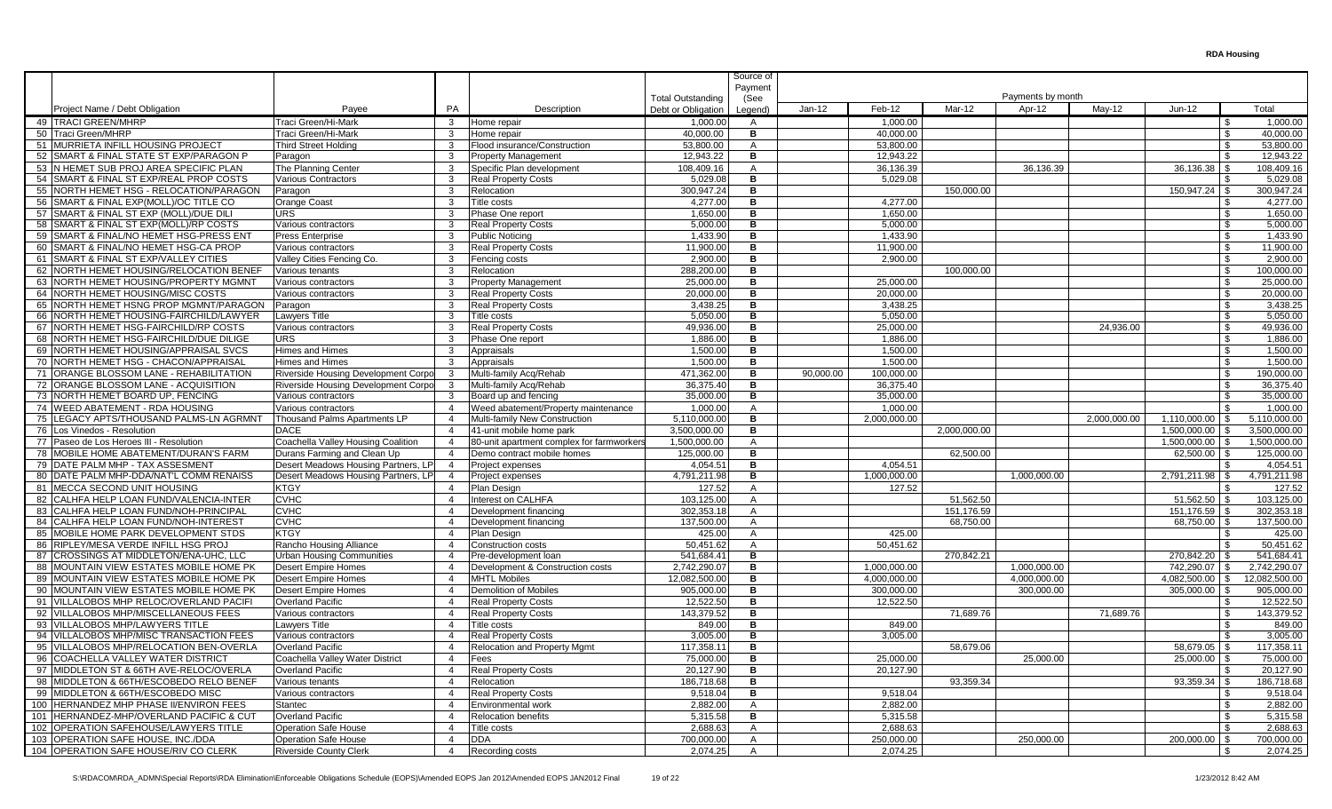# RDA Housing

| | Project Name / Debt Obligation | Payee | PA | Description | Total Outstanding Debt or Obligation | Source of Payment (See Legend) | Payments by month Jan-12 | Feb-12 | Mar-12 | Apr-12 | May-12 | Jun-12 | Total |
|---|---|---|---|---|---|---|---|---|---|---|---|---|---|
| 49 | TRACI GREEN/MHRP | Traci Green/Hi-Mark | 3 | Home repair | 1,000.00 | A | | 1,000.00 | | | | | $ 1,000.00 |
| 50 | Traci Green/MHRP | Traci Green/Hi-Mark | 3 | Home repair | 40,000.00 | B | | 40,000.00 | | | | | $ 40,000.00 |
| 51 | MURRIETA INFILL HOUSING PROJECT | Third Street Holding | 3 | Flood insurance/Construction | 53,800.00 | A | | 53,800.00 | | | | | $ 53,800.00 |
| 52 | SMART & FINAL STATE ST EXP/PARAGON P | Paragon | 3 | Property Management | 12,943.22 | B | | 12,943.22 | | | | | $ 12,943.22 |
| 53 | N HEMET SUB PROJ AREA SPECIFIC PLAN | The Planning Center | 3 | Specific Plan development | 108,409.16 | A | | 36,136.39 | | 36,136.39 | | 36,136.38 | $ 108,409.16 |
| 54 | SMART & FINAL ST EXP/REAL PROP COSTS | Various Contractors | 3 | Real Property Costs | 5,029.08 | B | | 5,029.08 | | | | | $ 5,029.08 |
| 55 | NORTH HEMET HSG - RELOCATION/PARAGON | Paragon | 3 | Relocation | 300,947.24 | B | | | 150,000.00 | | | 150,947.24 | $ 300,947.24 |
| 56 | SMART & FINAL EXP(MOLL)/OC TITLE CO | Orange Coast | 3 | Title costs | 4,277.00 | B | | 4,277.00 | | | | | $ 4,277.00 |
| 57 | SMART & FINAL ST EXP (MOLL)/DUE DILI | URS | 3 | Phase One report | 1,650.00 | B | | 1,650.00 | | | | | $ 1,650.00 |
| 58 | SMART & FINAL ST EXP(MOLL)/RP COSTS | Various contractors | 3 | Real Property Costs | 5,000.00 | B | | 5,000.00 | | | | | $ 5,000.00 |
| 59 | SMART & FINAL/NO HEMET HSG-PRESS ENT | Press Enterprise | 3 | Public Noticing | 1,433.90 | B | | 1,433.90 | | | | | $ 1,433.90 |
| 60 | SMART & FINAL/NO HEMET HSG-CA PROP | Various contractors | 3 | Real Property Costs | 11,900.00 | B | | 11,900.00 | | | | | $ 11,900.00 |
| 61 | SMART & FINAL ST EXP/VALLEY CITIES | Valley Cities Fencing Co. | 3 | Fencing costs | 2,900.00 | B | | 2,900.00 | | | | | $ 2,900.00 |
| 62 | NORTH HEMET HOUSING/RELOCATION BENEF | Various tenants | 3 | Relocation | 288,200.00 | B | | | 100,000.00 | | | | $ 100,000.00 |
| 63 | NORTH HEMET HOUSING/PROPERTY MGMNT | Various contractors | 3 | Property Management | 25,000.00 | B | | 25,000.00 | | | | | $ 25,000.00 |
| 64 | NORTH HEMET HOUSING/MISC COSTS | Various contractors | 3 | Real Property Costs | 20,000.00 | B | | 20,000.00 | | | | | $ 20,000.00 |
| 65 | NORTH HEMET HSNG PROP MGMNT/PARAGON | Paragon | 3 | Real Property Costs | 3,438.25 | B | | 3,438.25 | | | | | $ 3,438.25 |
| 66 | NORTH HEMET HOUSING-FAIRCHILD/LAWYER | Lawyers Title | 3 | Title costs | 5,050.00 | B | | 5,050.00 | | | | | $ 5,050.00 |
| 67 | NORTH HEMET HSG-FAIRCHILD/RP COSTS | Various contractors | 3 | Real Property Costs | 49,936.00 | B | | 25,000.00 | | | 24,936.00 | | $ 49,936.00 |
| 68 | NORTH HEMET HSG-FAIRCHILD/DUE DILIGE | URS | 3 | Phase One report | 1,886.00 | B | | 1,886.00 | | | | | $ 1,886.00 |
| 69 | NORTH HEMET HOUSING/APPRAISAL SVCS | Himes and Himes | 3 | Appraisals | 1,500.00 | B | | 1,500.00 | | | | | $ 1,500.00 |
| 70 | NORTH HEMET HSG - CHACON/APPRAISAL | Himes and Himes | 3 | Appraisals | 1,500.00 | B | | 1,500.00 | | | | | $ 1,500.00 |
| 71 | ORANGE BLOSSOM LANE - REHABILITATION | Riverside Housing Development Corpo | 3 | Multi-family Acq/Rehab | 471,362.00 | B | 90,000.00 | 100,000.00 | | | | | $ 190,000.00 |
| 72 | ORANGE BLOSSOM LANE - ACQUISITION | Riverside Housing Development Corpo | 3 | Multi-family Acq/Rehab | 36,375.40 | B | | 36,375.40 | | | | | $ 36,375.40 |
| 73 | NORTH HEMET BOARD UP, FENCING | Various contractors | 3 | Board up and fencing | 35,000.00 | B | | 35,000.00 | | | | | $ 35,000.00 |
| 74 | WEED ABATEMENT - RDA HOUSING | Various contractors | 4 | Weed abatement/Property maintenance | 1,000.00 | A | | 1,000.00 | | | | | $ 1,000.00 |
| 75 | LEGACY APTS/THOUSAND PALMS-LN AGRMNT | Thousand Palms Apartments LP | 4 | Multi-family New Construction | 5,110,000.00 | B | | 2,000,000.00 | | | 2,000,000.00 | 1,110,000.00 | $ 5,110,000.00 |
| 76 | Los Vinedos - Resolution | DACE | 4 | 41-unit mobile home park | 3,500,000.00 | B | | | 2,000,000.00 | | | 1,500,000.00 | $ 3,500,000.00 |
| 77 | Paseo de Los Heroes III - Resolution | Coachella Valley Housing Coalition | 4 | 80-unit apartment complex for farmworkers | 1,500,000.00 | A | | | | | | 1,500,000.00 | $ 1,500,000.00 |
| 78 | MOBILE HOME ABATEMENT/DURAN'S FARM | Durans Farming and Clean Up | 4 | Demo contract mobile homes | 125,000.00 | B | | | 62,500.00 | | | 62,500.00 | $ 125,000.00 |
| 79 | DATE PALM MHP - TAX ASSESMENT | Desert Meadows Housing Partners, LP | 4 | Project expenses | 4,054.51 | B | | 4,054.51 | | | | | $ 4,054.51 |
| 80 | DATE PALM MHP-DDA/NAT'L COMM RENAISS | Desert Meadows Housing Partners, LP | 4 | Project expenses | 4,791,211.98 | B | | 1,000,000.00 | | 1,000,000.00 | | 2,791,211.98 | $ 4,791,211.98 |
| 81 | MECCA SECOND UNIT HOUSING | KTGY | 4 | Plan Design | 127.52 | A | | 127.52 | | | | | $ 127.52 |
| 82 | CALHFA HELP LOAN FUND/VALENCIA-INTER | CVHC | 4 | Interest on CALHFA | 103,125.00 | A | | | 51,562.50 | | | 51,562.50 | $ 103,125.00 |
| 83 | CALHFA HELP LOAN FUND/NOH-PRINCIPAL | CVHC | 4 | Development financing | 302,353.18 | A | | | 151,176.59 | | | 151,176.59 | $ 302,353.18 |
| 84 | CALHFA HELP LOAN FUND/NOH-INTEREST | CVHC | 4 | Development financing | 137,500.00 | A | | | 68,750.00 | | | 68,750.00 | $ 137,500.00 |
| 85 | MOBILE HOME PARK DEVELOPMENT STDS | KTGY | 4 | Plan Design | 425.00 | A | | 425.00 | | | | | $ 425.00 |
| 86 | RIPLEY/MESA VERDE INFILL HSG PROJ | Rancho Housing Alliance | 4 | Construction costs | 50,451.62 | A | | 50,451.62 | | | | | $ 50,451.62 |
| 87 | CROSSINGS AT MIDDLETON/ENA-UHC, LLC | Urban Housing Communities | 4 | Pre-development loan | 541,684.41 | B | | | 270,842.21 | | | 270,842.20 | $ 541,684.41 |
| 88 | MOUNTAIN VIEW ESTATES MOBILE HOME PK | Desert Empire Homes | 4 | Development & Construction costs | 2,742,290.07 | B | | 1,000,000.00 | | 1,000,000.00 | | 742,290.07 | $ 2,742,290.07 |
| 89 | MOUNTAIN VIEW ESTATES MOBILE HOME PK | Desert Empire Homes | 4 | MHTL Mobiles | 12,082,500.00 | B | | 4,000,000.00 | | 4,000,000.00 | | 4,082,500.00 | $ 12,082,500.00 |
| 90 | MOUNTAIN VIEW ESTATES MOBILE HOME PK | Desert Empire Homes | 4 | Demolition of Mobiles | 905,000.00 | B | | 300,000.00 | | 300,000.00 | | 305,000.00 | $ 905,000.00 |
| 91 | VILLALOBOS MHP RELOC/OVERLAND PACIFI | Overland Pacific | 4 | Real Property Costs | 12,522.50 | B | | 12,522.50 | | | | | $ 12,522.50 |
| 92 | VILLALOBOS MHP/MISCELLANEOUS FEES | Various contractors | 4 | Real Property Costs | 143,379.52 | B | | | 71,689.76 | | 71,689.76 | | $ 143,379.52 |
| 93 | VILLALOBOS MHP/LAWYERS TITLE | Lawyers Title | 4 | Title costs | 849.00 | B | | 849.00 | | | | | $ 849.00 |
| 94 | VILLALOBOS MHP/MISC TRANSACTION FEES | Various contractors | 4 | Real Property Costs | 3,005.00 | B | | 3,005.00 | | | | | $ 3,005.00 |
| 95 | VILLALOBOS MHP/RELOCATION BEN-OVERLA | Overland Pacific | 4 | Relocation and Property Mgmt | 117,358.11 | B | | | 58,679.06 | | | 58,679.05 | $ 117,358.11 |
| 96 | COACHELLA VALLEY WATER DISTRICT | Coachella Valley Water District | 4 | Fees | 75,000.00 | B | | 25,000.00 | | 25,000.00 | | 25,000.00 | $ 75,000.00 |
| 97 | MIDDLETON ST & 66TH AVE-RELOC/OVERLA | Overland Pacific | 4 | Real Property Costs | 20,127.90 | B | | 20,127.90 | | | | | $ 20,127.90 |
| 98 | MIDDLETON & 66TH/ESCOBEDO RELO BENEF | Various tenants | 4 | Relocation | 186,718.68 | B | | | 93,359.34 | | | 93,359.34 | $ 186,718.68 |
| 99 | MIDDLETON & 66TH/ESCOBEDO MISC | Various contractors | 4 | Real Property Costs | 9,518.04 | B | | 9,518.04 | | | | | $ 9,518.04 |
| 100 | HERNANDEZ MHP PHASE II/ENVIRON FEES | Stantec | 4 | Environmental work | 2,882.00 | A | | 2,882.00 | | | | | $ 2,882.00 |
| 101 | HERNANDEZ-MHP/OVERLAND PACIFIC & CUT | Overland Pacific | 4 | Relocation benefits | 5,315.58 | B | | 5,315.58 | | | | | $ 5,315.58 |
| 102 | OPERATION SAFEHOUSE/LAWYERS TITLE | Operation Safe House | 4 | Title costs | 2,688.63 | A | | 2,688.63 | | | | | $ 2,688.63 |
| 103 | OPERATION SAFE HOUSE, INC./DDA | Operation Safe House | 4 | DDA | 700,000.00 | A | | 250,000.00 | | 250,000.00 | | 200,000.00 | $ 700,000.00 |
| 104 | OPERATION SAFE HOUSE/RIV CO CLERK | Riverside County Clerk | 4 | Recording costs | 2,074.25 | A | | 2,074.25 | | | | | $ 2,074.25 |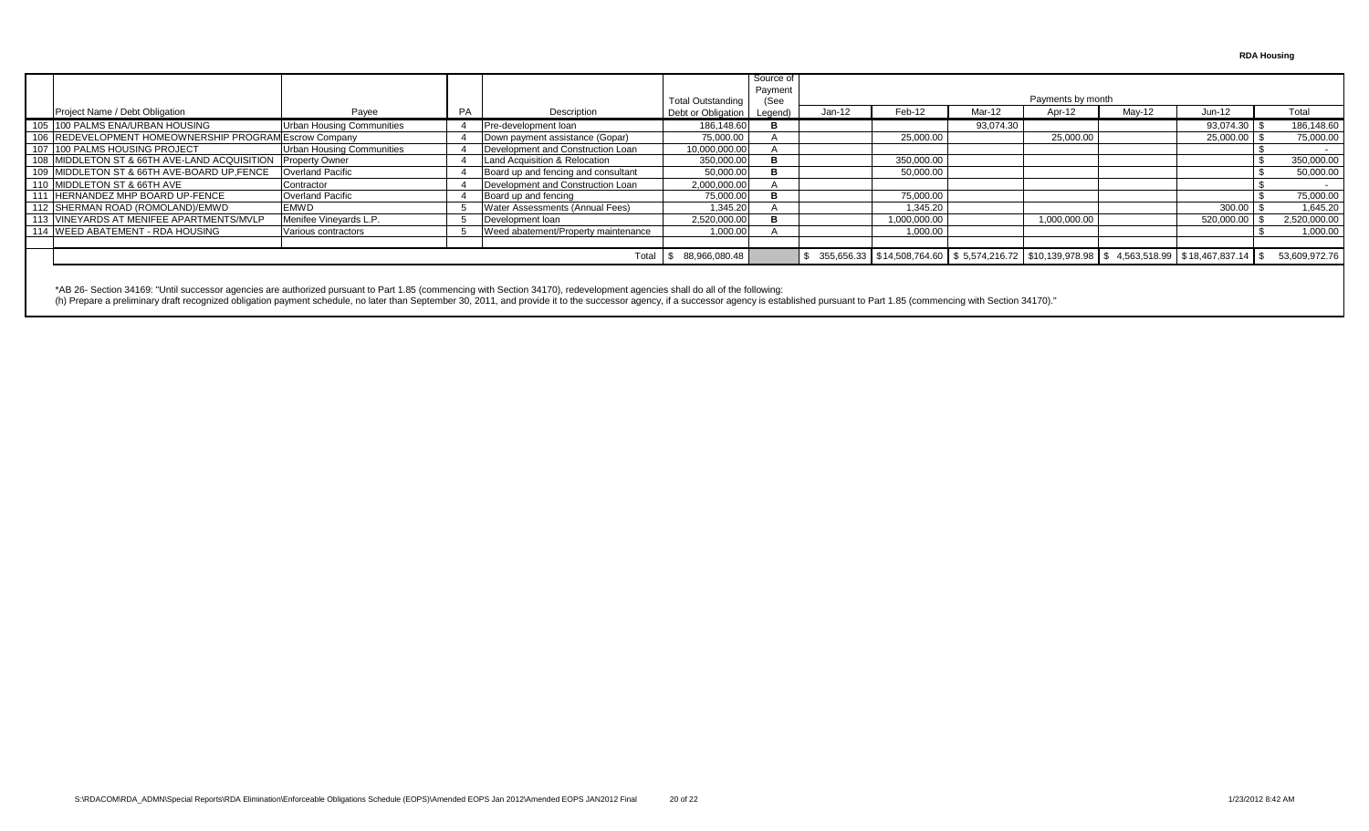**RDA Housing**

| | Project Name / Debt Obligation | Payee | PA | Description | Total Outstanding Debt or Obligation | Source of Payment (See Legend) | Jan-12 | Feb-12 | Mar-12 | Apr-12 | May-12 | Jun-12 | Total |
|---|---|---|---|---|---|---|---|---|---|---|---|---|---|
| | | | | | | | Payments by month | | | | | | |
| 105 | 100 PALMS ENA/URBAN HOUSING | Urban Housing Communities | 4 | Pre-development loan | 186,148.60 | B | | | 93,074.30 | | | 93,074.30 | $ 186,148.60 |
| 106 | REDEVELOPMENT HOMEOWNERSHIP PROGRAM | Escrow Company | 4 | Down payment assistance (Gopar) | 75,000.00 | A | | 25,000.00 | | 25,000.00 | | 25,000.00 | $ 75,000.00 |
| 107 | 100 PALMS HOUSING PROJECT | Urban Housing Communities | 4 | Development and Construction Loan | 10,000,000.00 | A | | | | | | | $ - |
| 108 | MIDDLETON ST & 66TH AVE-LAND ACQUISITION | Property Owner | 4 | Land Acquisition & Relocation | 350,000.00 | B | | 350,000.00 | | | | | $ 350,000.00 |
| 109 | MIDDLETON ST & 66TH AVE-BOARD UP,FENCE | Overland Pacific | 4 | Board up and fencing and consultant | 50,000.00 | B | | 50,000.00 | | | | | $ 50,000.00 |
| 110 | MIDDLETON ST & 66TH AVE | Contractor | 4 | Development and Construction Loan | 2,000,000.00 | A | | | | | | | $ - |
| 111 | HERNANDEZ MHP BOARD UP-FENCE | Overland Pacific | 4 | Board up and fencing | 75,000.00 | B | | 75,000.00 | | | | | $ 75,000.00 |
| 112 | SHERMAN ROAD (ROMOLAND)/EMWD | EMWD | 5 | Water Assessments (Annual Fees) | 1,345.20 | A | | 1,345.20 | | | | 300.00 | $ 1,645.20 |
| 113 | VINEYARDS AT MENIFEE APARTMENTS/MVLP | Menifee Vineyards L.P. | 5 | Development loan | 2,520,000.00 | B | | 1,000,000.00 | | 1,000,000.00 | | 520,000.00 | $ 2,520,000.00 |
| 114 | WEED ABATEMENT - RDA HOUSING | Various contractors | 5 | Weed abatement/Property maintenance | 1,000.00 | A | | 1,000.00 | | | | | $ 1,000.00 |
| | | | | Total | $ 88,966,080.48 | | $ 355,656.33 | $14,508,764.60 | $ 5,574,216.72 | $10,139,978.98 | $ 4,563,518.99 | $18,467,837.14 | $ 53,609,972.76 |

*AB 26- Section 34169: "Until successor agencies are authorized pursuant to Part 1.85 (commencing with Section 34170), redevelopment agencies shall do all of the following:
(h) Prepare a preliminary draft recognized obligation payment schedule, no later than September 30, 2011, and provide it to the successor agency, if a successor agency is established pursuant to Part 1.85 (commencing with Section 34170)."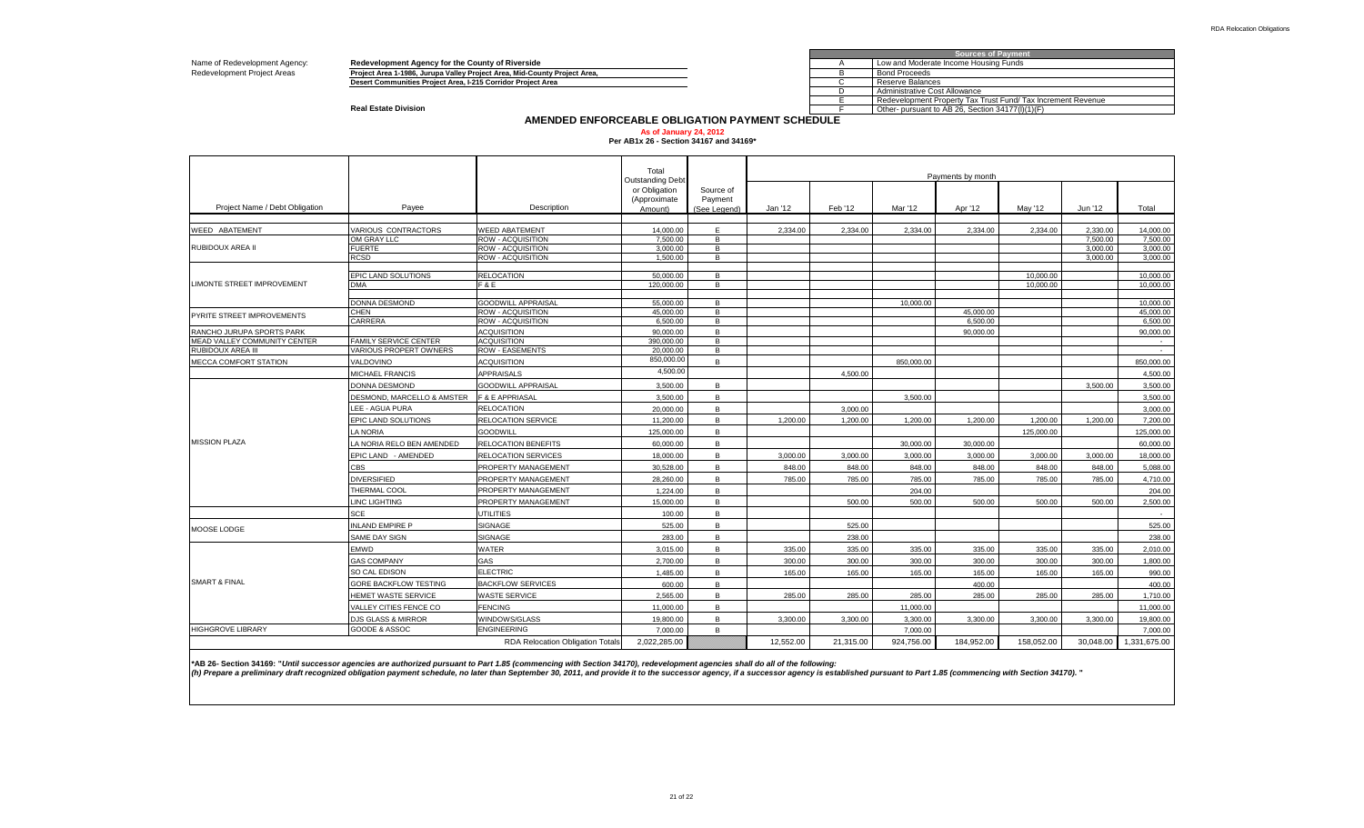Name of Redevelopment Agency: **Redevelopment Agency for the County of Riverside**

Redevelopment Project Areas: **Project Area 1-1986, Jurupa Valley Project Area, Mid-County Project Area, Desert Communities Project Area, I-215 Corridor Project Area**

**Real Estate Division**

| | Sources of Payment |
|---|---|
| A | Low and Moderate Income Housing Funds |
| B | Bond Proceeds |
| C | Reserve Balances |
| D | Administrative Cost Allowance |
| E | Redevelopment Property Tax Trust Fund/ Tax Increment Revenue |
| F | Other- pursuant to AB 26, Section 34177(l)(1)(F) |

# AMENDED ENFORCEABLE OBLIGATION PAYMENT SCHEDULE

**As of January 24, 2012**

**Per AB1x 26 - Section 34167 and 34169***

| Project Name / Debt Obligation | Payee | Description | Total Outstanding Debt or Obligation (Approximate Amount) | Source of Payment (See Legend) | Payments by month | | | | | | |
|---|---|---|---|---|---|---|---|---|---|---|---|
| | | | | | Jan '12 | Feb '12 | Mar '12 | Apr '12 | May '12 | Jun '12 | Total |
| WEED ABATEMENT | VARIOUS CONTRACTORS | WEED ABATEMENT | 14,000.00 | E | 2,334.00 | 2,334.00 | 2,334.00 | 2,334.00 | 2,334.00 | 2,330.00 | 14,000.00 |
| RUBIDOUX AREA II | OM GRAY LLC | ROW - ACQUISITION | 7,500.00 | B | | | | | | 7,500.00 | 7,500.00 |
| | FUERTE | ROW - ACQUISITION | 3,000.00 | B | | | | | | 3,000.00 | 3,000.00 |
| | RCSD | ROW - ACQUISITION | 1,500.00 | B | | | | | | 3,000.00 | 3,000.00 |
| LIMONTE STREET IMPROVEMENT | EPIC LAND SOLUTIONS | RELOCATION | 50,000.00 | B | | | | | 10,000.00 | | 10,000.00 |
| | DMA | F & E | 120,000.00 | B | | | | | 10,000.00 | | 10,000.00 |
| PYRITE STREET IMPROVEMENTS | DONNA DESMOND | GOODWILL APPRAISAL | 55,000.00 | B | | | 10,000.00 | | | | 10,000.00 |
| | CHEN | ROW - ACQUISITION | 45,000.00 | B | | | | 45,000.00 | | | 45,000.00 |
| | CARRERA | ROW - ACQUISITION | 6,500.00 | B | | | | 6,500.00 | | | 6,500.00 |
| RANCHO JURUPA SPORTS PARK | | ACQUISITION | 90,000.00 | B | | | | 90,000.00 | | | 90,000.00 |
| MEAD VALLEY COMMUNITY CENTER | FAMILY SERVICE CENTER | ACQUISITION | 390,000.00 | B | | | | | | | - |
| RUBIDOUX AREA III | VARIOUS PROPERT OWNERS | ROW - EASEMENTS | 20,000.00 | B | | | | | | | - |
| MECCA COMFORT STATION | VALDOVINO | ACQUISITION | 850,000.00 | B | | | 850,000.00 | | | | 850,000.00 |
| MISSION PLAZA | MICHAEL FRANCIS | APPRAISALS | 4,500.00 | | | 4,500.00 | | | | | 4,500.00 |
| | DONNA DESMOND | GOODWILL APPRAISAL | 3,500.00 | B | | | | | | 3,500.00 | 3,500.00 |
| | DESMOND, MARCELLO & AMSTER | F & E APPRIASAL | 3,500.00 | B | | | 3,500.00 | | | | 3,500.00 |
| | LEE - AGUA PURA | RELOCATION | 20,000.00 | B | | 3,000.00 | | | | | 3,000.00 |
| | EPIC LAND SOLUTIONS | RELOCATION SERVICE | 11,200.00 | B | 1,200.00 | 1,200.00 | 1,200.00 | 1,200.00 | 1,200.00 | 1,200.00 | 7,200.00 |
| | LA NORIA | GOODWILL | 125,000.00 | B | | | | | 125,000.00 | | 125,000.00 |
| | LA NORIA BEN AMENDED | RELOCATION BENEFITS | 60,000.00 | B | | | 30,000.00 | 30,000.00 | | | 60,000.00 |
| | EPIC LAND - AMENDED | RELOCATION SERVICES | 18,000.00 | B | 3,000.00 | 3,000.00 | 3,000.00 | 3,000.00 | 3,000.00 | 3,000.00 | 18,000.00 |
| | CBS | PROPERTY MANAGEMENT | 30,528.00 | B | 848.00 | 848.00 | 848.00 | 848.00 | 848.00 | 848.00 | 5,088.00 |
| | DIVERSIFIED | PROPERTY MANAGEMENT | 28,260.00 | B | 785.00 | 785.00 | 785.00 | 785.00 | 785.00 | 785.00 | 4,710.00 |
| | THERMAL COOL | PROPERTY MANAGEMENT | 1,224.00 | B | | | 204.00 | | | | 204.00 |
| | LINC LIGHTING | PROPERTY MANAGEMENT | 15,000.00 | B | | 500.00 | 500.00 | 500.00 | 500.00 | 500.00 | 2,500.00 |
| MOOSE LODGE | SCE | UTILITIES | 100.00 | B | | | | | | | - |
| | INLAND EMPIRE P | SIGNAGE | 525.00 | B | | 525.00 | | | | | 525.00 |
| | SAME DAY SIGN | SIGNAGE | 283.00 | B | | 238.00 | | | | | 238.00 |
| SMART & FINAL | EMWD | WATER | 3,015.00 | B | 335.00 | 335.00 | 335.00 | 335.00 | 335.00 | 335.00 | 2,010.00 |
| | GAS COMPANY | GAS | 2,700.00 | B | 300.00 | 300.00 | 300.00 | 300.00 | 300.00 | 300.00 | 1,800.00 |
| | SO CAL EDISON | ELECTRIC | 1,485.00 | B | 165.00 | 165.00 | 165.00 | 165.00 | 165.00 | 165.00 | 990.00 |
| | GORE BACKFLOW TESTING | BACKFLOW SERVICES | 600.00 | B | | | | 400.00 | | | 400.00 |
| | HEMET WASTE SERVICE | WASTE SERVICE | 2,565.00 | B | 285.00 | 285.00 | 285.00 | 285.00 | 285.00 | 285.00 | 1,710.00 |
| | VALLEY CITIES FENCE CO | FENCING | 11,000.00 | B | | | 11,000.00 | | | | 11,000.00 |
| | DJS GLASS & MIRROR | WINDOWS/GLASS | 19,800.00 | B | 3,300.00 | 3,300.00 | 3,300.00 | 3,300.00 | 3,300.00 | 3,300.00 | 19,800.00 |
| HIGHGROVE LIBRARY | GOODE & ASSOC | ENGINEERING | 7,000.00 | B | | | 7,000.00 | | | | 7,000.00 |
| | | RDA Relocation Obligation Totals | 2,022,285.00 | | 12,552.00 | 21,315.00 | 924,756.00 | 184,952.00 | 158,052.00 | 30,048.00 | 1,331,675.00 |

***AB 26- Section 34169: "*Until successor agencies are authorized pursuant to Part 1.85 (commencing with Section 34170), redevelopment agencies shall do all of the following:***

*(h) Prepare a preliminary draft recognized obligation payment schedule, no later than September 30, 2011, and provide it to the successor agency, if a successor agency is established pursuant to Part 1.85 (commencing with Section 34170). "*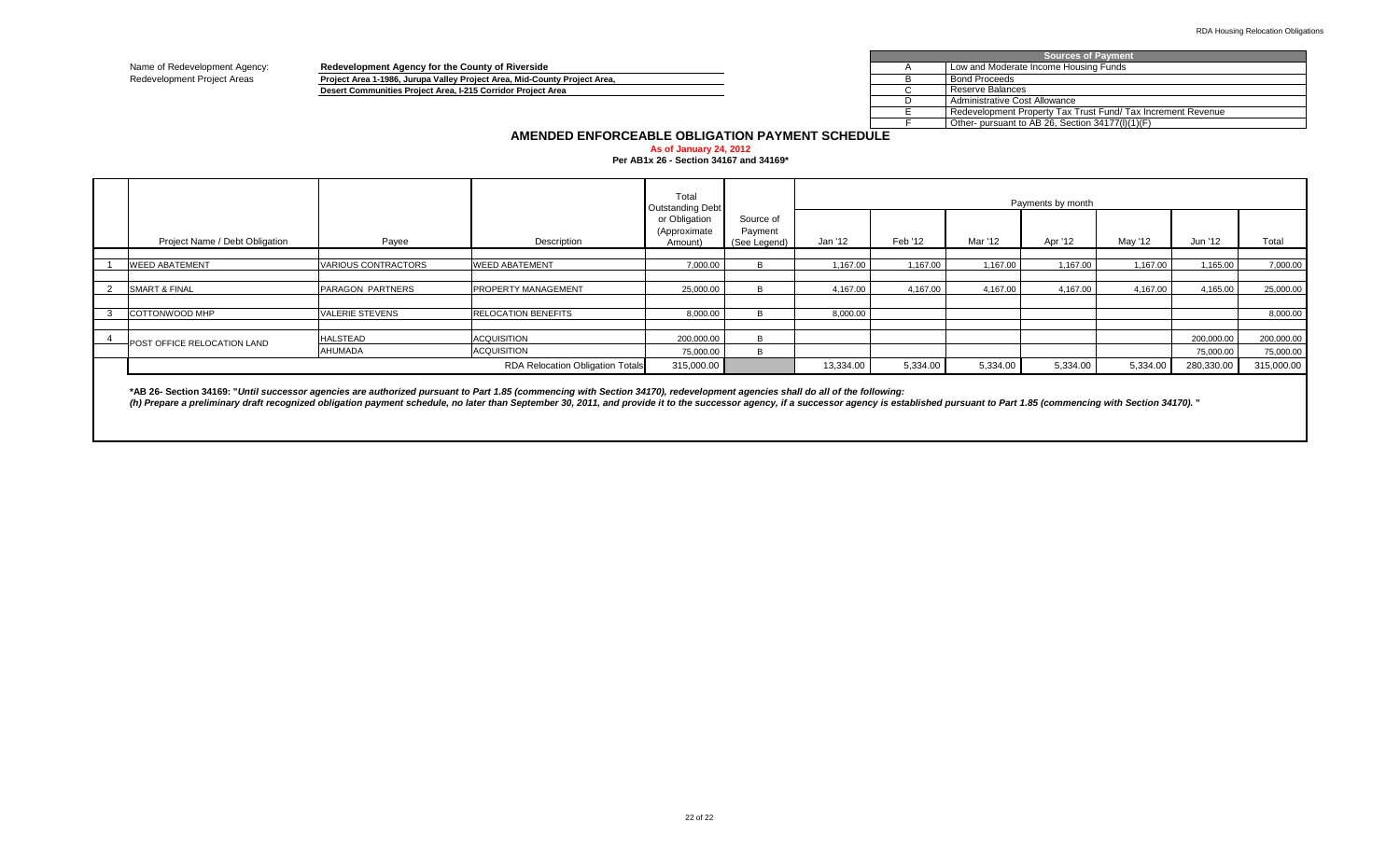Name of Redevelopment Agency: **Redevelopment Agency for the County of Riverside**

Redevelopment Project Areas **Project Area 1-1986, Jurupa Valley Project Area, Mid-County Project Area, Desert Communities Project Area, I-215 Corridor Project Area**

| Sources of Payment | |
|---|---|
| A | Low and Moderate Income Housing Funds |
| B | Bond Proceeds |
| C | Reserve Balances |
| D | Administrative Cost Allowance |
| E | Redevelopment Property Tax Trust Fund/ Tax Increment Revenue |
| F | Other- pursuant to AB 26, Section 34177(l)(1)(F) |

# AMENDED ENFORCEABLE OBLIGATION PAYMENT SCHEDULE

**As of January 24, 2012**

**Per AB1x 26 - Section 34167 and 34169***

| | Project Name / Debt Obligation | Payee | Description | Total Outstanding Debt or Obligation (Approximate Amount) | Source of Payment (See Legend) | Payments by month Jan '12 | Feb '12 | Mar '12 | Apr '12 | May '12 | Jun '12 | Total |
|---|---|---|---|---|---|---|---|---|---|---|---|---|
| 1 | WEED ABATEMENT | VARIOUS CONTRACTORS | WEED ABATEMENT | 7,000.00 | B | 1,167.00 | 1,167.00 | 1,167.00 | 1,167.00 | 1,167.00 | 1,165.00 | 7,000.00 |
| 2 | SMART & FINAL | PARAGON PARTNERS | PROPERTY MANAGEMENT | 25,000.00 | B | 4,167.00 | 4,167.00 | 4,167.00 | 4,167.00 | 4,167.00 | 4,165.00 | 25,000.00 |
| 3 | COTTONWOOD MHP | VALERIE STEVENS | RELOCATION BENEFITS | 8,000.00 | B | 8,000.00 | | | | | | 8,000.00 |
| 4 | POST OFFICE RELOCATION LAND | HALSTEAD | ACQUISITION | 200,000.00 | B | | | | | | 200,000.00 | 200,000.00 |
| | | AHUMADA | ACQUISITION | 75,000.00 | B | | | | | | 75,000.00 | 75,000.00 |
| | | | RDA Relocation Obligation Totals | 315,000.00 | | 13,334.00 | 5,334.00 | 5,334.00 | 5,334.00 | 5,334.00 | 280,330.00 | 315,000.00 |

**\*AB 26- Section 34169: "*Until successor agencies are authorized pursuant to Part 1.85 (commencing with Section 34170), redevelopment agencies shall do all of the following:***

***(h) Prepare a preliminary draft recognized obligation payment schedule, no later than September 30, 2011, and provide it to the successor agency, if a successor agency is established pursuant to Part 1.85 (commencing with Section 34170).* "**